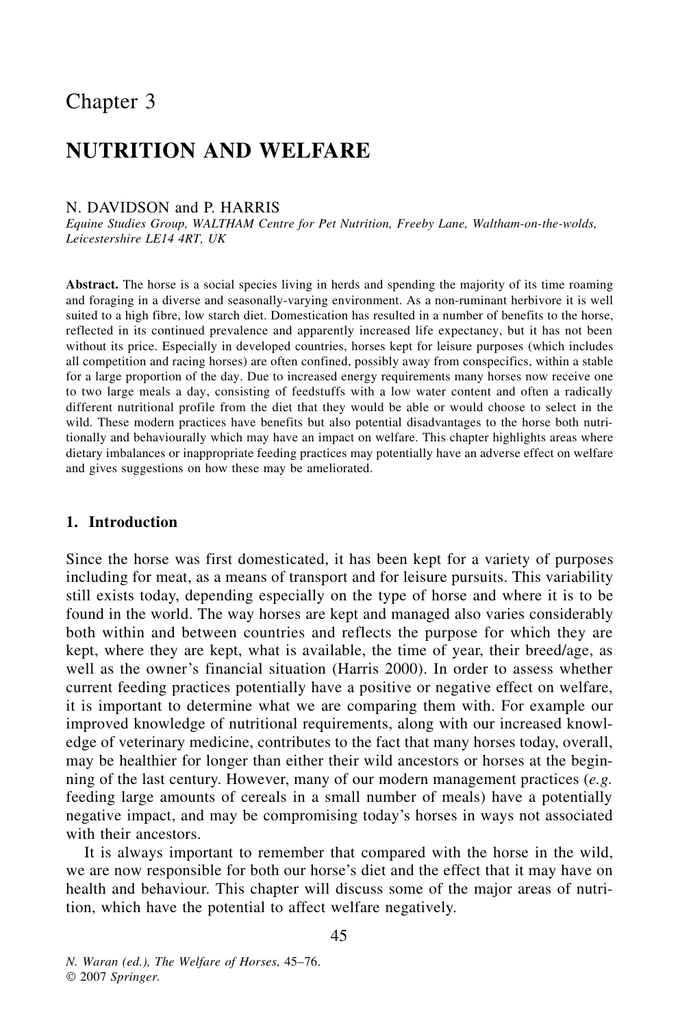# Chapter 3

# NUTRITION AND WELFARE

N. DAVIDSON and P. HARRIS

*Equine Studies Group, WALTHAM Centre for Pet Nutrition, Freeby Lane, Waltham-on-the-wolds, Leicestershire LE14 4RT, UK*

**Abstract.** The horse is a social species living in herds and spending the majority of its time roaming and foraging in a diverse and seasonally-varying environment. As a non-ruminant herbivore it is well suited to a high fibre, low starch diet. Domestication has resulted in a number of benefits to the horse, reflected in its continued prevalence and apparently increased life expectancy, but it has not been without its price. Especially in developed countries, horses kept for leisure purposes (which includes all competition and racing horses) are often confined, possibly away from conspecifics, within a stable for a large proportion of the day. Due to increased energy requirements many horses now receive one to two large meals a day, consisting of feedstuffs with a low water content and often a radically different nutritional profile from the diet that they would be able or would choose to select in the wild. These modern practices have benefits but also potential disadvantages to the horse both nutritionally and behaviourally which may have an impact on welfare. This chapter highlights areas where dietary imbalances or inappropriate feeding practices may potentially have an adverse effect on welfare and gives suggestions on how these may be ameliorated.

## 1. Introduction

Since the horse was first domesticated, it has been kept for a variety of purposes including for meat, as a means of transport and for leisure pursuits. This variability still exists today, depending especially on the type of horse and where it is to be found in the world. The way horses are kept and managed also varies considerably both within and between countries and reflects the purpose for which they are kept, where they are kept, what is available, the time of year, their breed/age, as well as the owner's financial situation (Harris 2000). In order to assess whether current feeding practices potentially have a positive or negative effect on welfare, it is important to determine what we are comparing them with. For example our improved knowledge of nutritional requirements, along with our increased knowledge of veterinary medicine, contributes to the fact that many horses today, overall, may be healthier for longer than either their wild ancestors or horses at the beginning of the last century. However, many of our modern management practices (*e.g.* feeding large amounts of cereals in a small number of meals) have a potentially negative impact, and may be compromising today's horses in ways not associated with their ancestors.

It is always important to remember that compared with the horse in the wild, we are now responsible for both our horse's diet and the effect that it may have on health and behaviour. This chapter will discuss some of the major areas of nutrition, which have the potential to affect welfare negatively.

*N. Waran (ed.), The Welfare of Horses,* 45–76.
© 2007 *Springer.*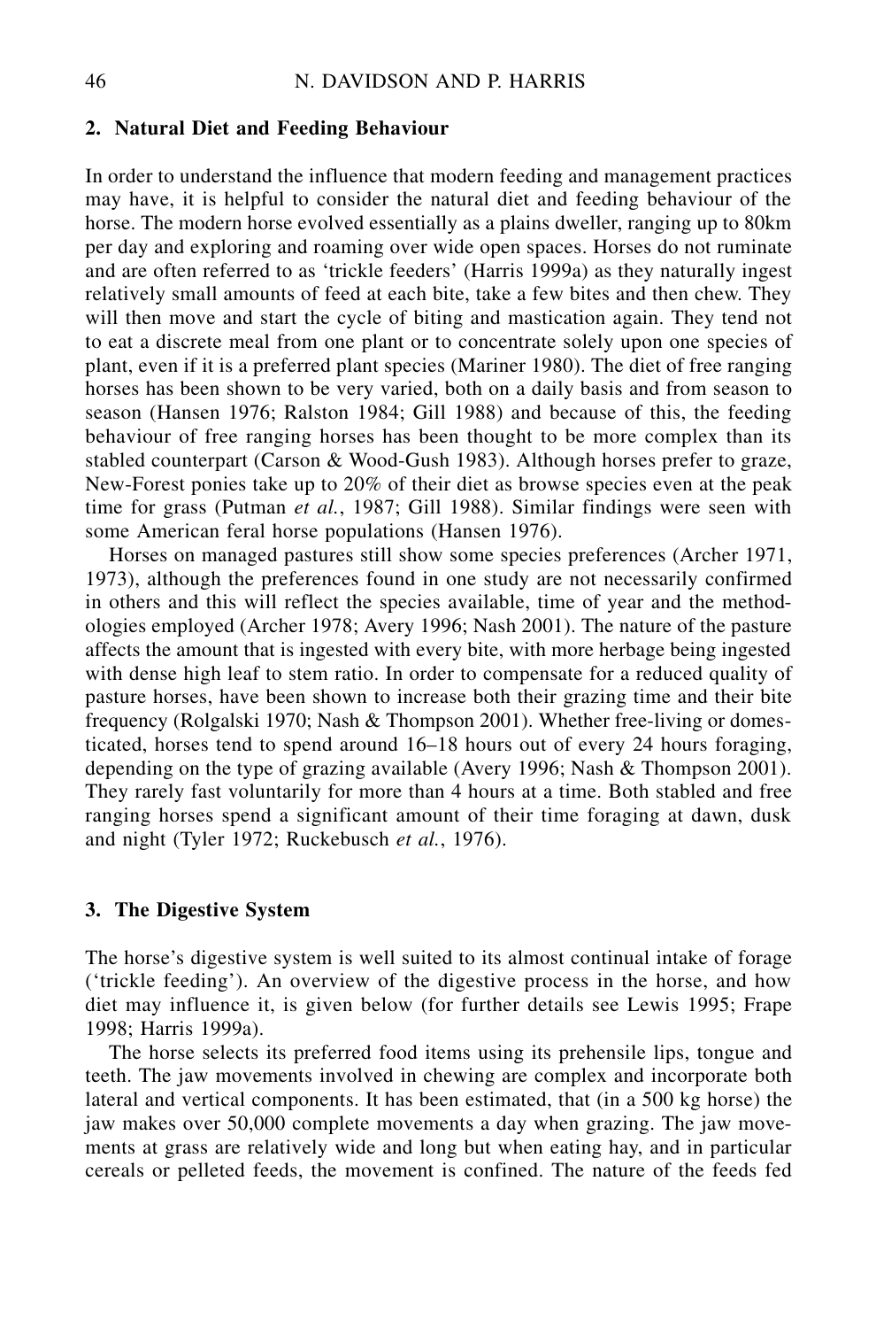## 2. Natural Diet and Feeding Behaviour

In order to understand the influence that modern feeding and management practices may have, it is helpful to consider the natural diet and feeding behaviour of the horse. The modern horse evolved essentially as a plains dweller, ranging up to 80km per day and exploring and roaming over wide open spaces. Horses do not ruminate and are often referred to as 'trickle feeders' (Harris 1999a) as they naturally ingest relatively small amounts of feed at each bite, take a few bites and then chew. They will then move and start the cycle of biting and mastication again. They tend not to eat a discrete meal from one plant or to concentrate solely upon one species of plant, even if it is a preferred plant species (Mariner 1980). The diet of free ranging horses has been shown to be very varied, both on a daily basis and from season to season (Hansen 1976; Ralston 1984; Gill 1988) and because of this, the feeding behaviour of free ranging horses has been thought to be more complex than its stabled counterpart (Carson & Wood-Gush 1983). Although horses prefer to graze, New-Forest ponies take up to 20% of their diet as browse species even at the peak time for grass (Putman *et al.*, 1987; Gill 1988). Similar findings were seen with some American feral horse populations (Hansen 1976).

Horses on managed pastures still show some species preferences (Archer 1971, 1973), although the preferences found in one study are not necessarily confirmed in others and this will reflect the species available, time of year and the methodologies employed (Archer 1978; Avery 1996; Nash 2001). The nature of the pasture affects the amount that is ingested with every bite, with more herbage being ingested with dense high leaf to stem ratio. In order to compensate for a reduced quality of pasture horses, have been shown to increase both their grazing time and their bite frequency (Rolgalski 1970; Nash & Thompson 2001). Whether free-living or domesticated, horses tend to spend around 16–18 hours out of every 24 hours foraging, depending on the type of grazing available (Avery 1996; Nash & Thompson 2001). They rarely fast voluntarily for more than 4 hours at a time. Both stabled and free ranging horses spend a significant amount of their time foraging at dawn, dusk and night (Tyler 1972; Ruckebusch *et al.*, 1976).

## 3. The Digestive System

The horse's digestive system is well suited to its almost continual intake of forage ('trickle feeding'). An overview of the digestive process in the horse, and how diet may influence it, is given below (for further details see Lewis 1995; Frape 1998; Harris 1999a).

The horse selects its preferred food items using its prehensile lips, tongue and teeth. The jaw movements involved in chewing are complex and incorporate both lateral and vertical components. It has been estimated, that (in a 500 kg horse) the jaw makes over 50,000 complete movements a day when grazing. The jaw movements at grass are relatively wide and long but when eating hay, and in particular cereals or pelleted feeds, the movement is confined. The nature of the feeds fed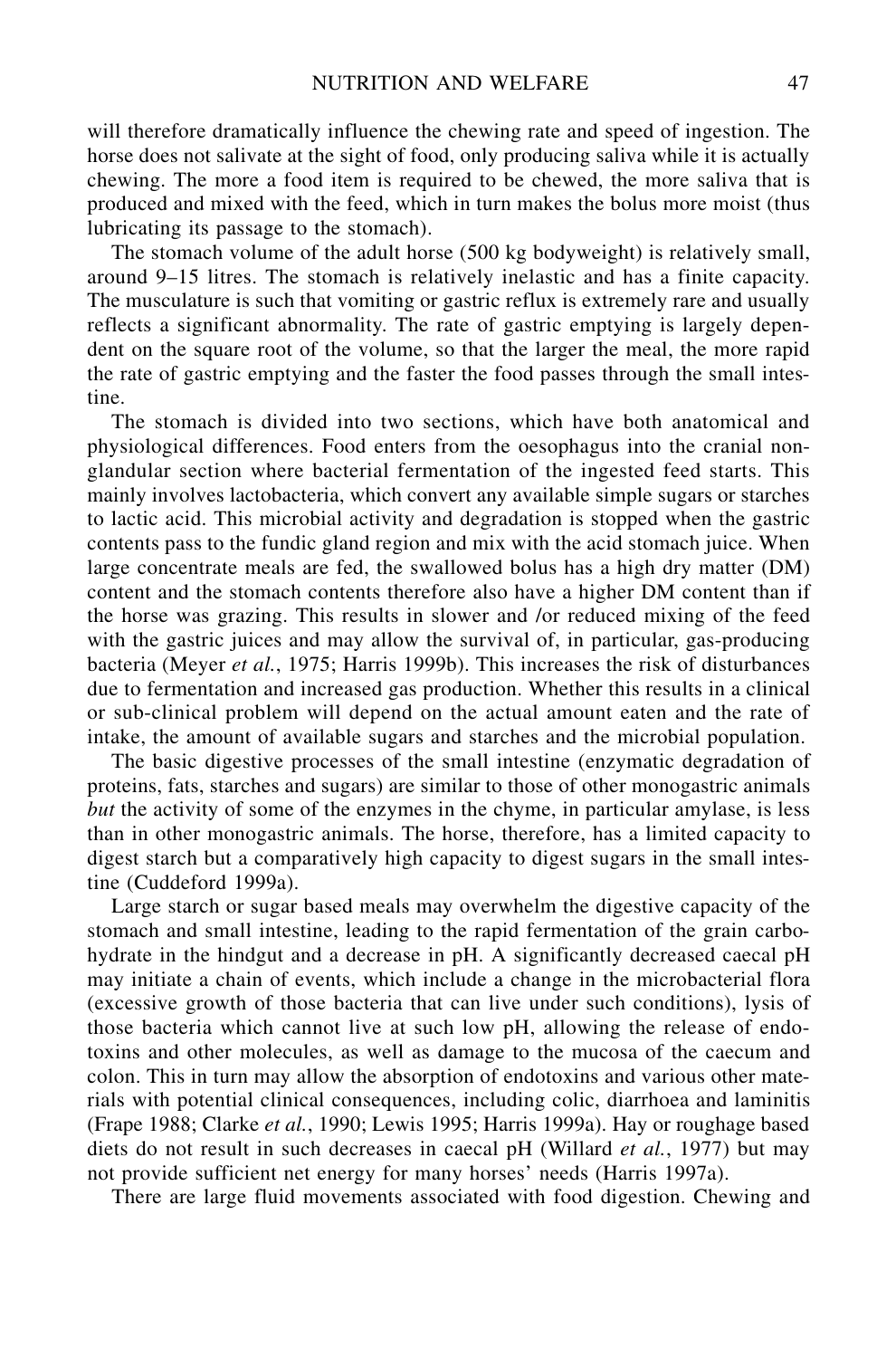will therefore dramatically influence the chewing rate and speed of ingestion. The horse does not salivate at the sight of food, only producing saliva while it is actually chewing. The more a food item is required to be chewed, the more saliva that is produced and mixed with the feed, which in turn makes the bolus more moist (thus lubricating its passage to the stomach).

The stomach volume of the adult horse (500 kg bodyweight) is relatively small, around 9–15 litres. The stomach is relatively inelastic and has a finite capacity. The musculature is such that vomiting or gastric reflux is extremely rare and usually reflects a significant abnormality. The rate of gastric emptying is largely dependent on the square root of the volume, so that the larger the meal, the more rapid the rate of gastric emptying and the faster the food passes through the small intestine.

The stomach is divided into two sections, which have both anatomical and physiological differences. Food enters from the oesophagus into the cranial non-glandular section where bacterial fermentation of the ingested feed starts. This mainly involves lactobacteria, which convert any available simple sugars or starches to lactic acid. This microbial activity and degradation is stopped when the gastric contents pass to the fundic gland region and mix with the acid stomach juice. When large concentrate meals are fed, the swallowed bolus has a high dry matter (DM) content and the stomach contents therefore also have a higher DM content than if the horse was grazing. This results in slower and /or reduced mixing of the feed with the gastric juices and may allow the survival of, in particular, gas-producing bacteria (Meyer *et al.*, 1975; Harris 1999b). This increases the risk of disturbances due to fermentation and increased gas production. Whether this results in a clinical or sub-clinical problem will depend on the actual amount eaten and the rate of intake, the amount of available sugars and starches and the microbial population.

The basic digestive processes of the small intestine (enzymatic degradation of proteins, fats, starches and sugars) are similar to those of other monogastric animals *but* the activity of some of the enzymes in the chyme, in particular amylase, is less than in other monogastric animals. The horse, therefore, has a limited capacity to digest starch but a comparatively high capacity to digest sugars in the small intestine (Cuddeford 1999a).

Large starch or sugar based meals may overwhelm the digestive capacity of the stomach and small intestine, leading to the rapid fermentation of the grain carbohydrate in the hindgut and a decrease in pH. A significantly decreased caecal pH may initiate a chain of events, which include a change in the microbacterial flora (excessive growth of those bacteria that can live under such conditions), lysis of those bacteria which cannot live at such low pH, allowing the release of endotoxins and other molecules, as well as damage to the mucosa of the caecum and colon. This in turn may allow the absorption of endotoxins and various other materials with potential clinical consequences, including colic, diarrhoea and laminitis (Frape 1988; Clarke *et al.*, 1990; Lewis 1995; Harris 1999a). Hay or roughage based diets do not result in such decreases in caecal pH (Willard *et al.*, 1977) but may not provide sufficient net energy for many horses' needs (Harris 1997a).

There are large fluid movements associated with food digestion. Chewing and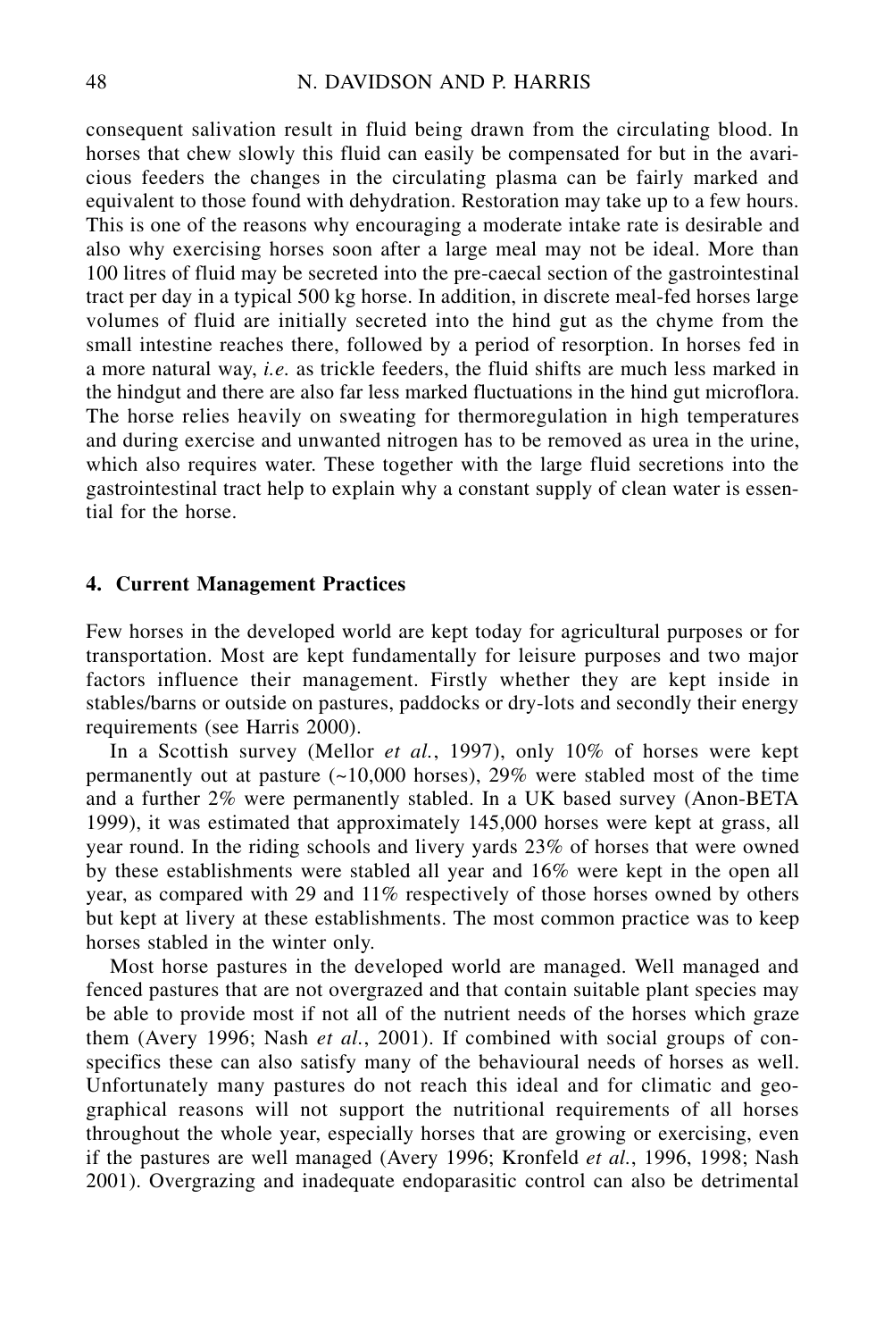consequent salivation result in fluid being drawn from the circulating blood. In horses that chew slowly this fluid can easily be compensated for but in the avaricious feeders the changes in the circulating plasma can be fairly marked and equivalent to those found with dehydration. Restoration may take up to a few hours. This is one of the reasons why encouraging a moderate intake rate is desirable and also why exercising horses soon after a large meal may not be ideal. More than 100 litres of fluid may be secreted into the pre-caecal section of the gastrointestinal tract per day in a typical 500 kg horse. In addition, in discrete meal-fed horses large volumes of fluid are initially secreted into the hind gut as the chyme from the small intestine reaches there, followed by a period of resorption. In horses fed in a more natural way, *i.e.* as trickle feeders, the fluid shifts are much less marked in the hindgut and there are also far less marked fluctuations in the hind gut microflora. The horse relies heavily on sweating for thermoregulation in high temperatures and during exercise and unwanted nitrogen has to be removed as urea in the urine, which also requires water. These together with the large fluid secretions into the gastrointestinal tract help to explain why a constant supply of clean water is essential for the horse.

## 4. Current Management Practices

Few horses in the developed world are kept today for agricultural purposes or for transportation. Most are kept fundamentally for leisure purposes and two major factors influence their management. Firstly whether they are kept inside in stables/barns or outside on pastures, paddocks or dry-lots and secondly their energy requirements (see Harris 2000).

In a Scottish survey (Mellor *et al.*, 1997), only 10% of horses were kept permanently out at pasture (~10,000 horses), 29% were stabled most of the time and a further 2% were permanently stabled. In a UK based survey (Anon-BETA 1999), it was estimated that approximately 145,000 horses were kept at grass, all year round. In the riding schools and livery yards 23% of horses that were owned by these establishments were stabled all year and 16% were kept in the open all year, as compared with 29 and 11% respectively of those horses owned by others but kept at livery at these establishments. The most common practice was to keep horses stabled in the winter only.

Most horse pastures in the developed world are managed. Well managed and fenced pastures that are not overgrazed and that contain suitable plant species may be able to provide most if not all of the nutrient needs of the horses which graze them (Avery 1996; Nash *et al.*, 2001). If combined with social groups of conspecifics these can also satisfy many of the behavioural needs of horses as well. Unfortunately many pastures do not reach this ideal and for climatic and geographical reasons will not support the nutritional requirements of all horses throughout the whole year, especially horses that are growing or exercising, even if the pastures are well managed (Avery 1996; Kronfeld *et al.*, 1996, 1998; Nash 2001). Overgrazing and inadequate endoparasitic control can also be detrimental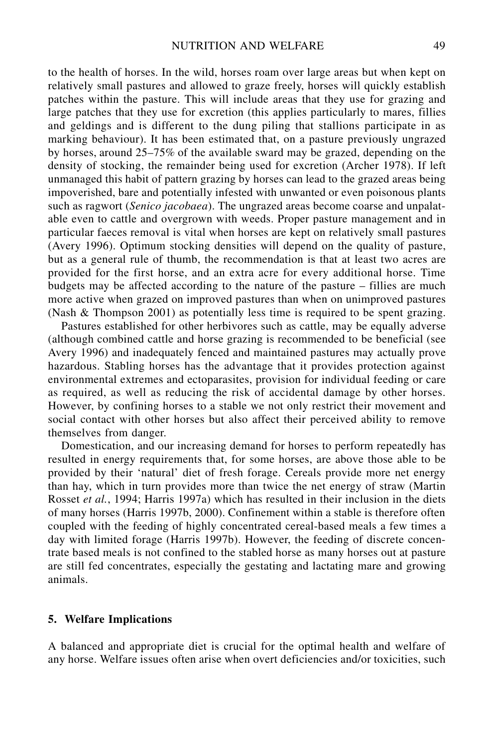to the health of horses. In the wild, horses roam over large areas but when kept on relatively small pastures and allowed to graze freely, horses will quickly establish patches within the pasture. This will include areas that they use for grazing and large patches that they use for excretion (this applies particularly to mares, fillies and geldings and is different to the dung piling that stallions participate in as marking behaviour). It has been estimated that, on a pasture previously ungrazed by horses, around 25–75% of the available sward may be grazed, depending on the density of stocking, the remainder being used for excretion (Archer 1978). If left unmanaged this habit of pattern grazing by horses can lead to the grazed areas being impoverished, bare and potentially infested with unwanted or even poisonous plants such as ragwort (*Senico jacobaea*). The ungrazed areas become coarse and unpalatable even to cattle and overgrown with weeds. Proper pasture management and in particular faeces removal is vital when horses are kept on relatively small pastures (Avery 1996). Optimum stocking densities will depend on the quality of pasture, but as a general rule of thumb, the recommendation is that at least two acres are provided for the first horse, and an extra acre for every additional horse. Time budgets may be affected according to the nature of the pasture – fillies are much more active when grazed on improved pastures than when on unimproved pastures (Nash & Thompson 2001) as potentially less time is required to be spent grazing.

Pastures established for other herbivores such as cattle, may be equally adverse (although combined cattle and horse grazing is recommended to be beneficial (see Avery 1996) and inadequately fenced and maintained pastures may actually prove hazardous. Stabling horses has the advantage that it provides protection against environmental extremes and ectoparasites, provision for individual feeding or care as required, as well as reducing the risk of accidental damage by other horses. However, by confining horses to a stable we not only restrict their movement and social contact with other horses but also affect their perceived ability to remove themselves from danger.

Domestication, and our increasing demand for horses to perform repeatedly has resulted in energy requirements that, for some horses, are above those able to be provided by their 'natural' diet of fresh forage. Cereals provide more net energy than hay, which in turn provides more than twice the net energy of straw (Martin Rosset *et al.*, 1994; Harris 1997a) which has resulted in their inclusion in the diets of many horses (Harris 1997b, 2000). Confinement within a stable is therefore often coupled with the feeding of highly concentrated cereal-based meals a few times a day with limited forage (Harris 1997b). However, the feeding of discrete concentrate based meals is not confined to the stabled horse as many horses out at pasture are still fed concentrates, especially the gestating and lactating mare and growing animals.

## 5. Welfare Implications

A balanced and appropriate diet is crucial for the optimal health and welfare of any horse. Welfare issues often arise when overt deficiencies and/or toxicities, such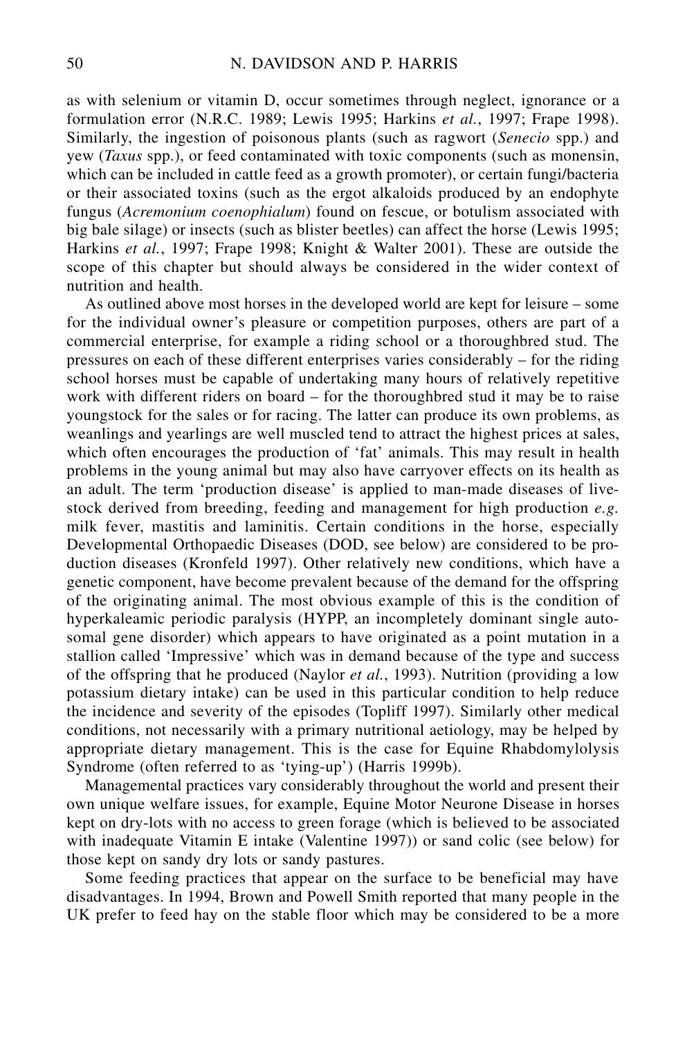as with selenium or vitamin D, occur sometimes through neglect, ignorance or a formulation error (N.R.C. 1989; Lewis 1995; Harkins *et al.*, 1997; Frape 1998). Similarly, the ingestion of poisonous plants (such as ragwort (*Senecio* spp.) and yew (*Taxus* spp.), or feed contaminated with toxic components (such as monensin, which can be included in cattle feed as a growth promoter), or certain fungi/bacteria or their associated toxins (such as the ergot alkaloids produced by an endophyte fungus (*Acremonium coenophialum*) found on fescue, or botulism associated with big bale silage) or insects (such as blister beetles) can affect the horse (Lewis 1995; Harkins *et al.*, 1997; Frape 1998; Knight & Walter 2001). These are outside the scope of this chapter but should always be considered in the wider context of nutrition and health.

As outlined above most horses in the developed world are kept for leisure – some for the individual owner's pleasure or competition purposes, others are part of a commercial enterprise, for example a riding school or a thoroughbred stud. The pressures on each of these different enterprises varies considerably – for the riding school horses must be capable of undertaking many hours of relatively repetitive work with different riders on board – for the thoroughbred stud it may be to raise youngstock for the sales or for racing. The latter can produce its own problems, as weanlings and yearlings are well muscled tend to attract the highest prices at sales, which often encourages the production of 'fat' animals. This may result in health problems in the young animal but may also have carryover effects on its health as an adult. The term 'production disease' is applied to man-made diseases of livestock derived from breeding, feeding and management for high production *e.g.* milk fever, mastitis and laminitis. Certain conditions in the horse, especially Developmental Orthopaedic Diseases (DOD, see below) are considered to be production diseases (Kronfeld 1997). Other relatively new conditions, which have a genetic component, have become prevalent because of the demand for the offspring of the originating animal. The most obvious example of this is the condition of hyperkaleamic periodic paralysis (HYPP, an incompletely dominant single autosomal gene disorder) which appears to have originated as a point mutation in a stallion called 'Impressive' which was in demand because of the type and success of the offspring that he produced (Naylor *et al.*, 1993). Nutrition (providing a low potassium dietary intake) can be used in this particular condition to help reduce the incidence and severity of the episodes (Topliff 1997). Similarly other medical conditions, not necessarily with a primary nutritional aetiology, may be helped by appropriate dietary management. This is the case for Equine Rhabdomylolysis Syndrome (often referred to as 'tying-up') (Harris 1999b).

Managemental practices vary considerably throughout the world and present their own unique welfare issues, for example, Equine Motor Neurone Disease in horses kept on dry-lots with no access to green forage (which is believed to be associated with inadequate Vitamin E intake (Valentine 1997)) or sand colic (see below) for those kept on sandy dry lots or sandy pastures.

Some feeding practices that appear on the surface to be beneficial may have disadvantages. In 1994, Brown and Powell Smith reported that many people in the UK prefer to feed hay on the stable floor which may be considered to be a more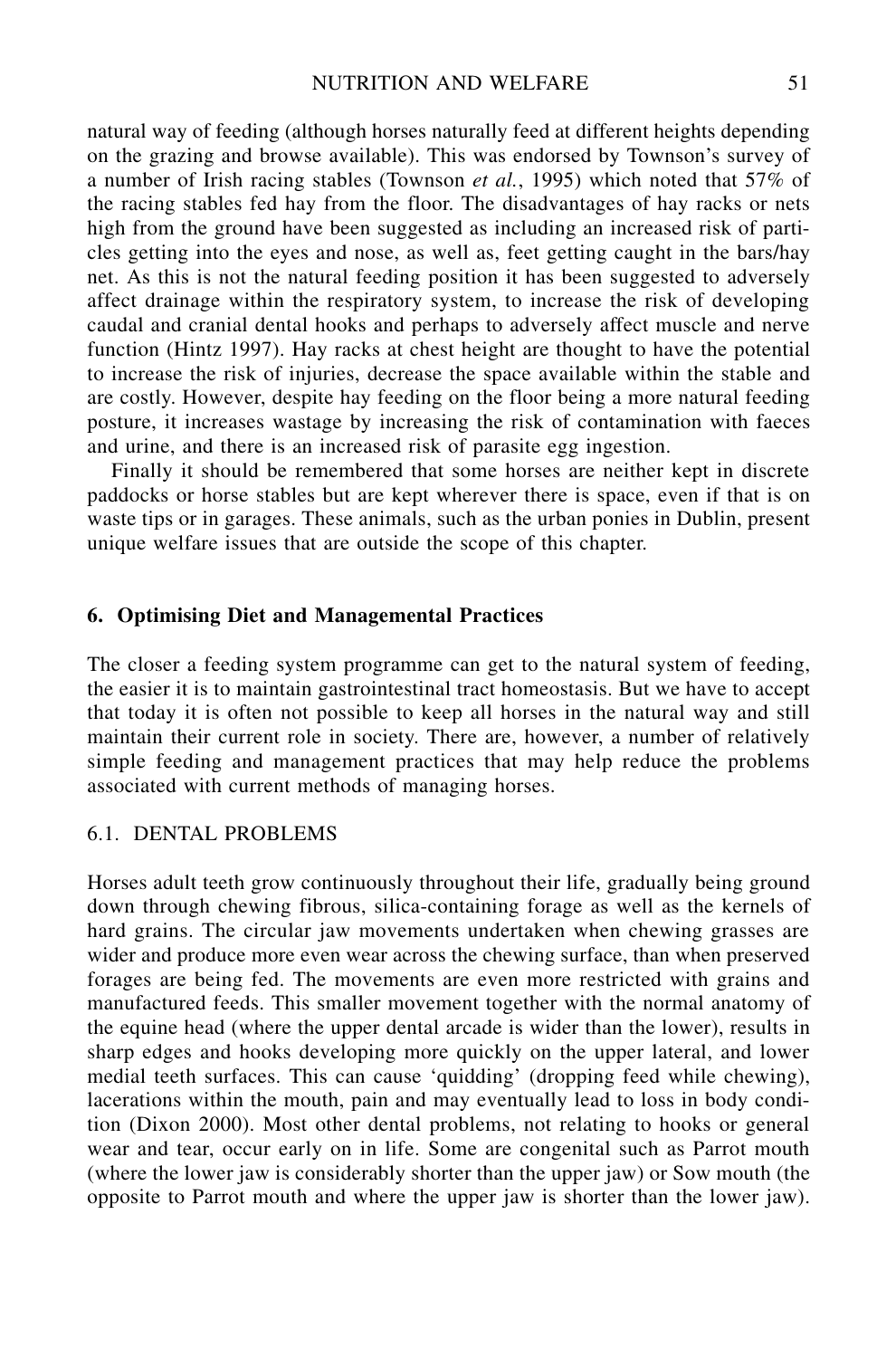natural way of feeding (although horses naturally feed at different heights depending on the grazing and browse available). This was endorsed by Townson's survey of a number of Irish racing stables (Townson *et al.*, 1995) which noted that 57% of the racing stables fed hay from the floor. The disadvantages of hay racks or nets high from the ground have been suggested as including an increased risk of particles getting into the eyes and nose, as well as, feet getting caught in the bars/hay net. As this is not the natural feeding position it has been suggested to adversely affect drainage within the respiratory system, to increase the risk of developing caudal and cranial dental hooks and perhaps to adversely affect muscle and nerve function (Hintz 1997). Hay racks at chest height are thought to have the potential to increase the risk of injuries, decrease the space available within the stable and are costly. However, despite hay feeding on the floor being a more natural feeding posture, it increases wastage by increasing the risk of contamination with faeces and urine, and there is an increased risk of parasite egg ingestion.

Finally it should be remembered that some horses are neither kept in discrete paddocks or horse stables but are kept wherever there is space, even if that is on waste tips or in garages. These animals, such as the urban ponies in Dublin, present unique welfare issues that are outside the scope of this chapter.

## 6. Optimising Diet and Managemental Practices

The closer a feeding system programme can get to the natural system of feeding, the easier it is to maintain gastrointestinal tract homeostasis. But we have to accept that today it is often not possible to keep all horses in the natural way and still maintain their current role in society. There are, however, a number of relatively simple feeding and management practices that may help reduce the problems associated with current methods of managing horses.

### 6.1. DENTAL PROBLEMS

Horses adult teeth grow continuously throughout their life, gradually being ground down through chewing fibrous, silica-containing forage as well as the kernels of hard grains. The circular jaw movements undertaken when chewing grasses are wider and produce more even wear across the chewing surface, than when preserved forages are being fed. The movements are even more restricted with grains and manufactured feeds. This smaller movement together with the normal anatomy of the equine head (where the upper dental arcade is wider than the lower), results in sharp edges and hooks developing more quickly on the upper lateral, and lower medial teeth surfaces. This can cause 'quidding' (dropping feed while chewing), lacerations within the mouth, pain and may eventually lead to loss in body condition (Dixon 2000). Most other dental problems, not relating to hooks or general wear and tear, occur early on in life. Some are congenital such as Parrot mouth (where the lower jaw is considerably shorter than the upper jaw) or Sow mouth (the opposite to Parrot mouth and where the upper jaw is shorter than the lower jaw).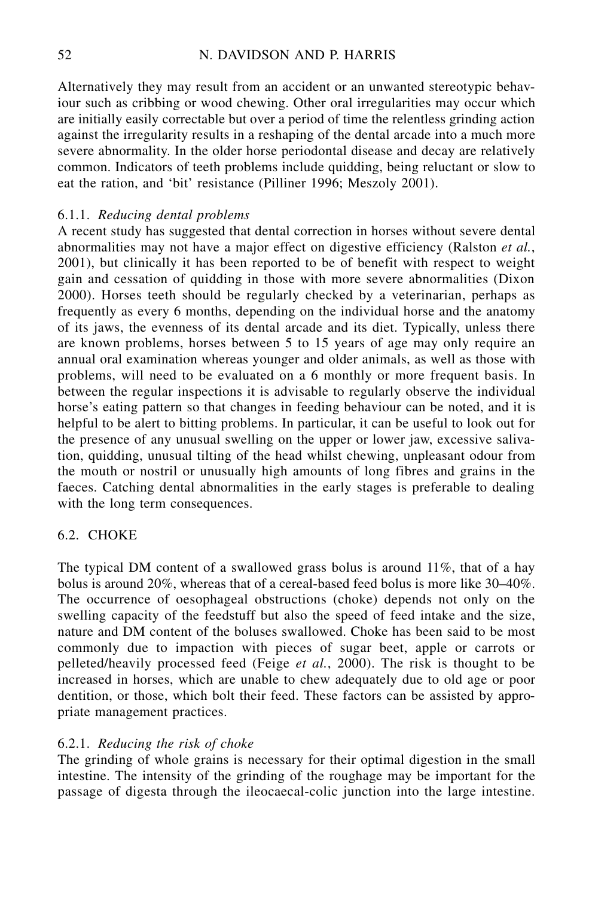Alternatively they may result from an accident or an unwanted stereotypic behaviour such as cribbing or wood chewing. Other oral irregularities may occur which are initially easily correctable but over a period of time the relentless grinding action against the irregularity results in a reshaping of the dental arcade into a much more severe abnormality. In the older horse periodontal disease and decay are relatively common. Indicators of teeth problems include quidding, being reluctant or slow to eat the ration, and 'bit' resistance (Pilliner 1996; Meszoly 2001).

#### 6.1.1. *Reducing dental problems*

A recent study has suggested that dental correction in horses without severe dental abnormalities may not have a major effect on digestive efficiency (Ralston *et al.*, 2001), but clinically it has been reported to be of benefit with respect to weight gain and cessation of quidding in those with more severe abnormalities (Dixon 2000). Horses teeth should be regularly checked by a veterinarian, perhaps as frequently as every 6 months, depending on the individual horse and the anatomy of its jaws, the evenness of its dental arcade and its diet. Typically, unless there are known problems, horses between 5 to 15 years of age may only require an annual oral examination whereas younger and older animals, as well as those with problems, will need to be evaluated on a 6 monthly or more frequent basis. In between the regular inspections it is advisable to regularly observe the individual horse's eating pattern so that changes in feeding behaviour can be noted, and it is helpful to be alert to bitting problems. In particular, it can be useful to look out for the presence of any unusual swelling on the upper or lower jaw, excessive salivation, quidding, unusual tilting of the head whilst chewing, unpleasant odour from the mouth or nostril or unusually high amounts of long fibres and grains in the faeces. Catching dental abnormalities in the early stages is preferable to dealing with the long term consequences.

### 6.2. CHOKE

The typical DM content of a swallowed grass bolus is around 11%, that of a hay bolus is around 20%, whereas that of a cereal-based feed bolus is more like 30–40%. The occurrence of oesophageal obstructions (choke) depends not only on the swelling capacity of the feedstuff but also the speed of feed intake and the size, nature and DM content of the boluses swallowed. Choke has been said to be most commonly due to impaction with pieces of sugar beet, apple or carrots or pelleted/heavily processed feed (Feige *et al.*, 2000). The risk is thought to be increased in horses, which are unable to chew adequately due to old age or poor dentition, or those, which bolt their feed. These factors can be assisted by appropriate management practices.

#### 6.2.1. *Reducing the risk of choke*

The grinding of whole grains is necessary for their optimal digestion in the small intestine. The intensity of the grinding of the roughage may be important for the passage of digesta through the ileocaecal-colic junction into the large intestine.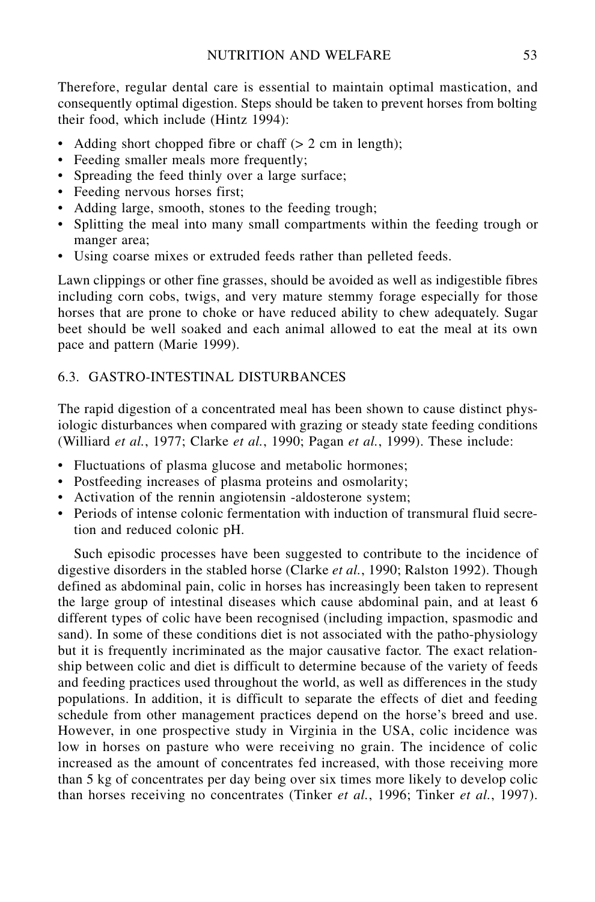Therefore, regular dental care is essential to maintain optimal mastication, and consequently optimal digestion. Steps should be taken to prevent horses from bolting their food, which include (Hintz 1994):

- Adding short chopped fibre or chaff (> 2 cm in length);
- Feeding smaller meals more frequently;
- Spreading the feed thinly over a large surface;
- Feeding nervous horses first;
- Adding large, smooth, stones to the feeding trough;
- Splitting the meal into many small compartments within the feeding trough or manger area;
- Using coarse mixes or extruded feeds rather than pelleted feeds.

Lawn clippings or other fine grasses, should be avoided as well as indigestible fibres including corn cobs, twigs, and very mature stemmy forage especially for those horses that are prone to choke or have reduced ability to chew adequately. Sugar beet should be well soaked and each animal allowed to eat the meal at its own pace and pattern (Marie 1999).

## 6.3. GASTRO-INTESTINAL DISTURBANCES

The rapid digestion of a concentrated meal has been shown to cause distinct physiologic disturbances when compared with grazing or steady state feeding conditions (Williard *et al.*, 1977; Clarke *et al.*, 1990; Pagan *et al.*, 1999). These include:

- Fluctuations of plasma glucose and metabolic hormones;
- Postfeeding increases of plasma proteins and osmolarity;
- Activation of the rennin angiotensin -aldosterone system;
- Periods of intense colonic fermentation with induction of transmural fluid secretion and reduced colonic pH.

Such episodic processes have been suggested to contribute to the incidence of digestive disorders in the stabled horse (Clarke *et al.*, 1990; Ralston 1992). Though defined as abdominal pain, colic in horses has increasingly been taken to represent the large group of intestinal diseases which cause abdominal pain, and at least 6 different types of colic have been recognised (including impaction, spasmodic and sand). In some of these conditions diet is not associated with the patho-physiology but it is frequently incriminated as the major causative factor. The exact relationship between colic and diet is difficult to determine because of the variety of feeds and feeding practices used throughout the world, as well as differences in the study populations. In addition, it is difficult to separate the effects of diet and feeding schedule from other management practices depend on the horse's breed and use. However, in one prospective study in Virginia in the USA, colic incidence was low in horses on pasture who were receiving no grain. The incidence of colic increased as the amount of concentrates fed increased, with those receiving more than 5 kg of concentrates per day being over six times more likely to develop colic than horses receiving no concentrates (Tinker *et al.*, 1996; Tinker *et al.*, 1997).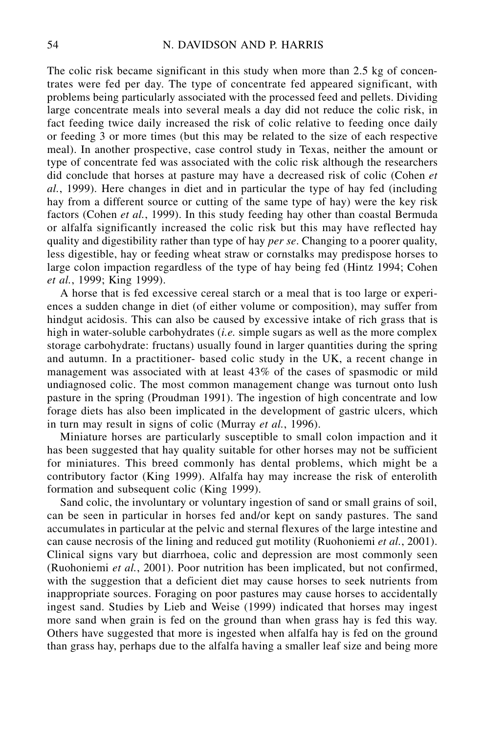The colic risk became significant in this study when more than 2.5 kg of concentrates were fed per day. The type of concentrate fed appeared significant, with problems being particularly associated with the processed feed and pellets. Dividing large concentrate meals into several meals a day did not reduce the colic risk, in fact feeding twice daily increased the risk of colic relative to feeding once daily or feeding 3 or more times (but this may be related to the size of each respective meal). In another prospective, case control study in Texas, neither the amount or type of concentrate fed was associated with the colic risk although the researchers did conclude that horses at pasture may have a decreased risk of colic (Cohen *et al.*, 1999). Here changes in diet and in particular the type of hay fed (including hay from a different source or cutting of the same type of hay) were the key risk factors (Cohen *et al.*, 1999). In this study feeding hay other than coastal Bermuda or alfalfa significantly increased the colic risk but this may have reflected hay quality and digestibility rather than type of hay *per se*. Changing to a poorer quality, less digestible, hay or feeding wheat straw or cornstalks may predispose horses to large colon impaction regardless of the type of hay being fed (Hintz 1994; Cohen *et al.*, 1999; King 1999).

A horse that is fed excessive cereal starch or a meal that is too large or experiences a sudden change in diet (of either volume or composition), may suffer from hindgut acidosis. This can also be caused by excessive intake of rich grass that is high in water-soluble carbohydrates (*i.e.* simple sugars as well as the more complex storage carbohydrate: fructans) usually found in larger quantities during the spring and autumn. In a practitioner- based colic study in the UK, a recent change in management was associated with at least 43% of the cases of spasmodic or mild undiagnosed colic. The most common management change was turnout onto lush pasture in the spring (Proudman 1991). The ingestion of high concentrate and low forage diets has also been implicated in the development of gastric ulcers, which in turn may result in signs of colic (Murray *et al.*, 1996).

Miniature horses are particularly susceptible to small colon impaction and it has been suggested that hay quality suitable for other horses may not be sufficient for miniatures. This breed commonly has dental problems, which might be a contributory factor (King 1999). Alfalfa hay may increase the risk of enterolith formation and subsequent colic (King 1999).

Sand colic, the involuntary or voluntary ingestion of sand or small grains of soil, can be seen in particular in horses fed and/or kept on sandy pastures. The sand accumulates in particular at the pelvic and sternal flexures of the large intestine and can cause necrosis of the lining and reduced gut motility (Ruohoniemi *et al.*, 2001). Clinical signs vary but diarrhoea, colic and depression are most commonly seen (Ruohoniemi *et al.*, 2001). Poor nutrition has been implicated, but not confirmed, with the suggestion that a deficient diet may cause horses to seek nutrients from inappropriate sources. Foraging on poor pastures may cause horses to accidentally ingest sand. Studies by Lieb and Weise (1999) indicated that horses may ingest more sand when grain is fed on the ground than when grass hay is fed this way. Others have suggested that more is ingested when alfalfa hay is fed on the ground than grass hay, perhaps due to the alfalfa having a smaller leaf size and being more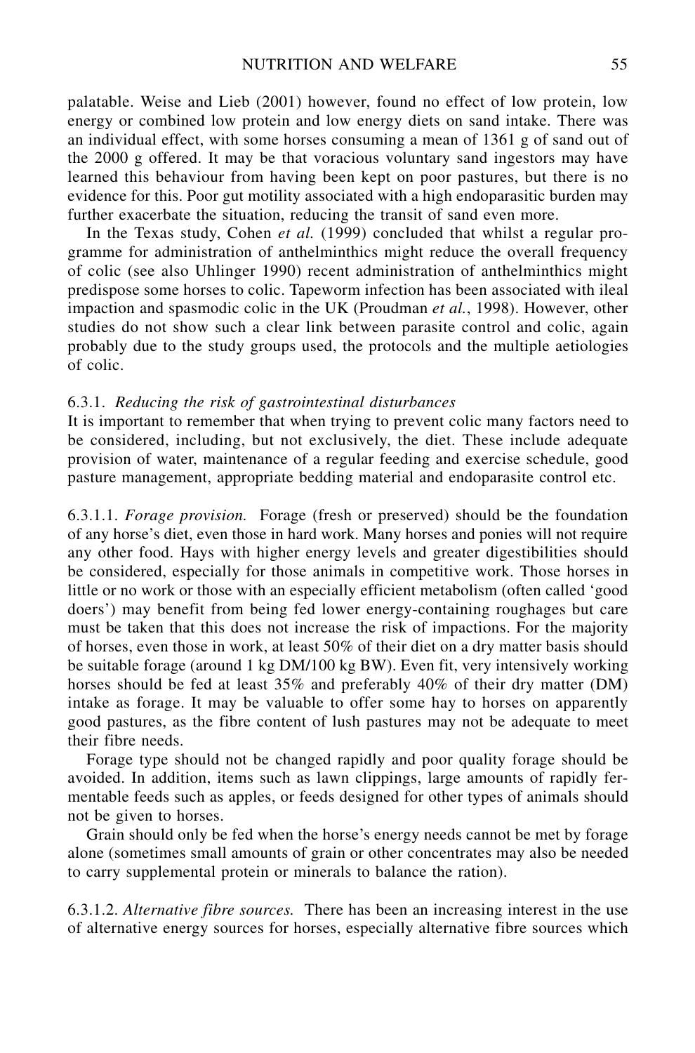palatable. Weise and Lieb (2001) however, found no effect of low protein, low energy or combined low protein and low energy diets on sand intake. There was an individual effect, with some horses consuming a mean of 1361 g of sand out of the 2000 g offered. It may be that voracious voluntary sand ingestors may have learned this behaviour from having been kept on poor pastures, but there is no evidence for this. Poor gut motility associated with a high endoparasitic burden may further exacerbate the situation, reducing the transit of sand even more.

In the Texas study, Cohen *et al.* (1999) concluded that whilst a regular programme for administration of anthelminthics might reduce the overall frequency of colic (see also Uhlinger 1990) recent administration of anthelminthics might predispose some horses to colic. Tapeworm infection has been associated with ileal impaction and spasmodic colic in the UK (Proudman *et al.*, 1998). However, other studies do not show such a clear link between parasite control and colic, again probably due to the study groups used, the protocols and the multiple aetiologies of colic.

### 6.3.1. *Reducing the risk of gastrointestinal disturbances*

It is important to remember that when trying to prevent colic many factors need to be considered, including, but not exclusively, the diet. These include adequate provision of water, maintenance of a regular feeding and exercise schedule, good pasture management, appropriate bedding material and endoparasite control etc.

6.3.1.1. *Forage provision.* Forage (fresh or preserved) should be the foundation of any horse's diet, even those in hard work. Many horses and ponies will not require any other food. Hays with higher energy levels and greater digestibilities should be considered, especially for those animals in competitive work. Those horses in little or no work or those with an especially efficient metabolism (often called 'good doers') may benefit from being fed lower energy-containing roughages but care must be taken that this does not increase the risk of impactions. For the majority of horses, even those in work, at least 50% of their diet on a dry matter basis should be suitable forage (around 1 kg DM/100 kg BW). Even fit, very intensively working horses should be fed at least 35% and preferably 40% of their dry matter (DM) intake as forage. It may be valuable to offer some hay to horses on apparently good pastures, as the fibre content of lush pastures may not be adequate to meet their fibre needs.

Forage type should not be changed rapidly and poor quality forage should be avoided. In addition, items such as lawn clippings, large amounts of rapidly fermentable feeds such as apples, or feeds designed for other types of animals should not be given to horses.

Grain should only be fed when the horse's energy needs cannot be met by forage alone (sometimes small amounts of grain or other concentrates may also be needed to carry supplemental protein or minerals to balance the ration).

6.3.1.2. *Alternative fibre sources.* There has been an increasing interest in the use of alternative energy sources for horses, especially alternative fibre sources which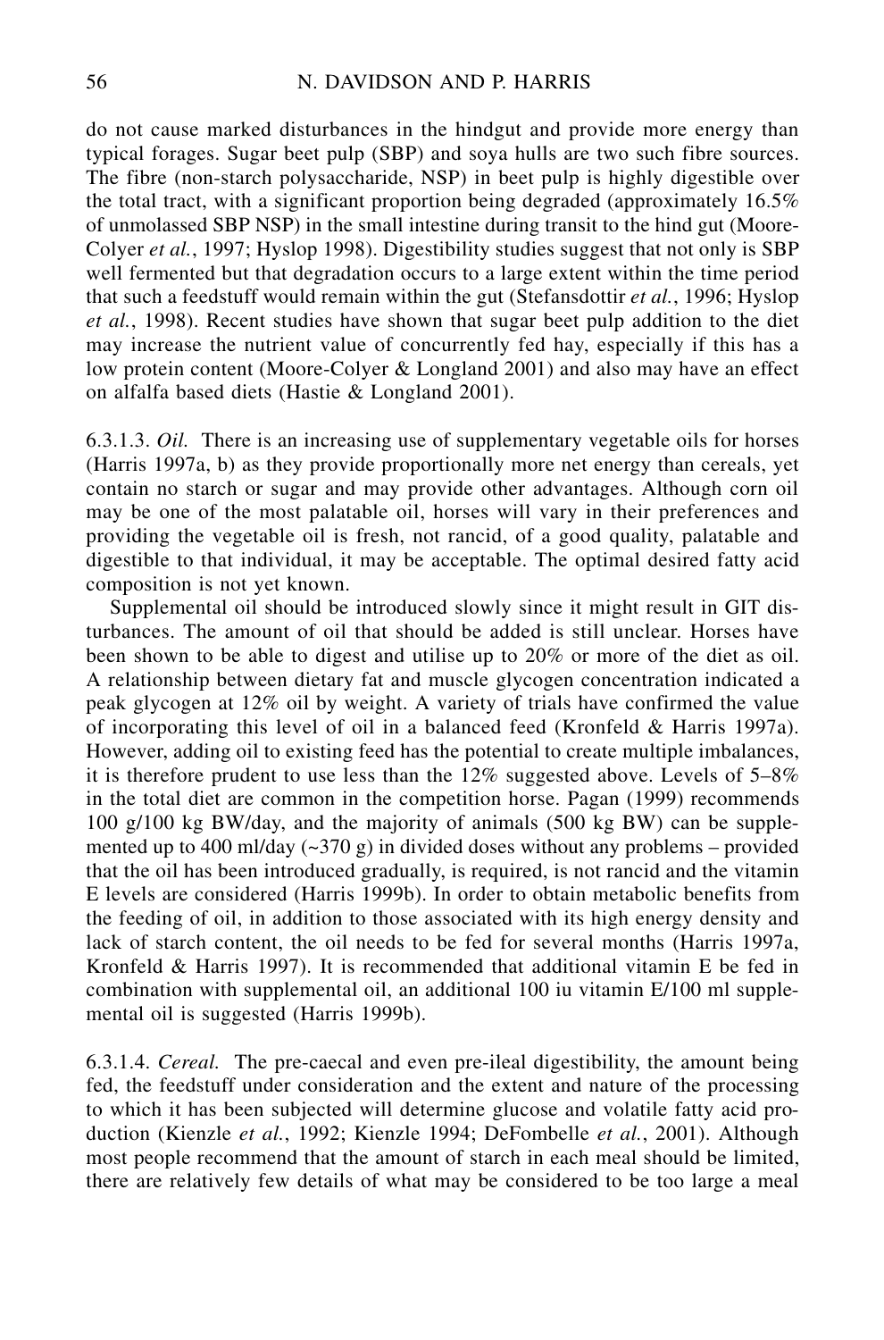do not cause marked disturbances in the hindgut and provide more energy than typical forages. Sugar beet pulp (SBP) and soya hulls are two such fibre sources. The fibre (non-starch polysaccharide, NSP) in beet pulp is highly digestible over the total tract, with a significant proportion being degraded (approximately 16.5% of unmolassed SBP NSP) in the small intestine during transit to the hind gut (Moore-Colyer *et al.*, 1997; Hyslop 1998). Digestibility studies suggest that not only is SBP well fermented but that degradation occurs to a large extent within the time period that such a feedstuff would remain within the gut (Stefansdottir *et al.*, 1996; Hyslop *et al.*, 1998). Recent studies have shown that sugar beet pulp addition to the diet may increase the nutrient value of concurrently fed hay, especially if this has a low protein content (Moore-Colyer & Longland 2001) and also may have an effect on alfalfa based diets (Hastie & Longland 2001).

6.3.1.3. *Oil.* There is an increasing use of supplementary vegetable oils for horses (Harris 1997a, b) as they provide proportionally more net energy than cereals, yet contain no starch or sugar and may provide other advantages. Although corn oil may be one of the most palatable oil, horses will vary in their preferences and providing the vegetable oil is fresh, not rancid, of a good quality, palatable and digestible to that individual, it may be acceptable. The optimal desired fatty acid composition is not yet known.

Supplemental oil should be introduced slowly since it might result in GIT disturbances. The amount of oil that should be added is still unclear. Horses have been shown to be able to digest and utilise up to 20% or more of the diet as oil. A relationship between dietary fat and muscle glycogen concentration indicated a peak glycogen at 12% oil by weight. A variety of trials have confirmed the value of incorporating this level of oil in a balanced feed (Kronfeld & Harris 1997a). However, adding oil to existing feed has the potential to create multiple imbalances, it is therefore prudent to use less than the 12% suggested above. Levels of 5–8% in the total diet are common in the competition horse. Pagan (1999) recommends 100 g/100 kg BW/day, and the majority of animals (500 kg BW) can be supplemented up to 400 ml/day (~370 g) in divided doses without any problems – provided that the oil has been introduced gradually, is required, is not rancid and the vitamin E levels are considered (Harris 1999b). In order to obtain metabolic benefits from the feeding of oil, in addition to those associated with its high energy density and lack of starch content, the oil needs to be fed for several months (Harris 1997a, Kronfeld & Harris 1997). It is recommended that additional vitamin E be fed in combination with supplemental oil, an additional 100 iu vitamin E/100 ml supplemental oil is suggested (Harris 1999b).

6.3.1.4. *Cereal.* The pre-caecal and even pre-ileal digestibility, the amount being fed, the feedstuff under consideration and the extent and nature of the processing to which it has been subjected will determine glucose and volatile fatty acid production (Kienzle *et al.*, 1992; Kienzle 1994; DeFombelle *et al.*, 2001). Although most people recommend that the amount of starch in each meal should be limited, there are relatively few details of what may be considered to be too large a meal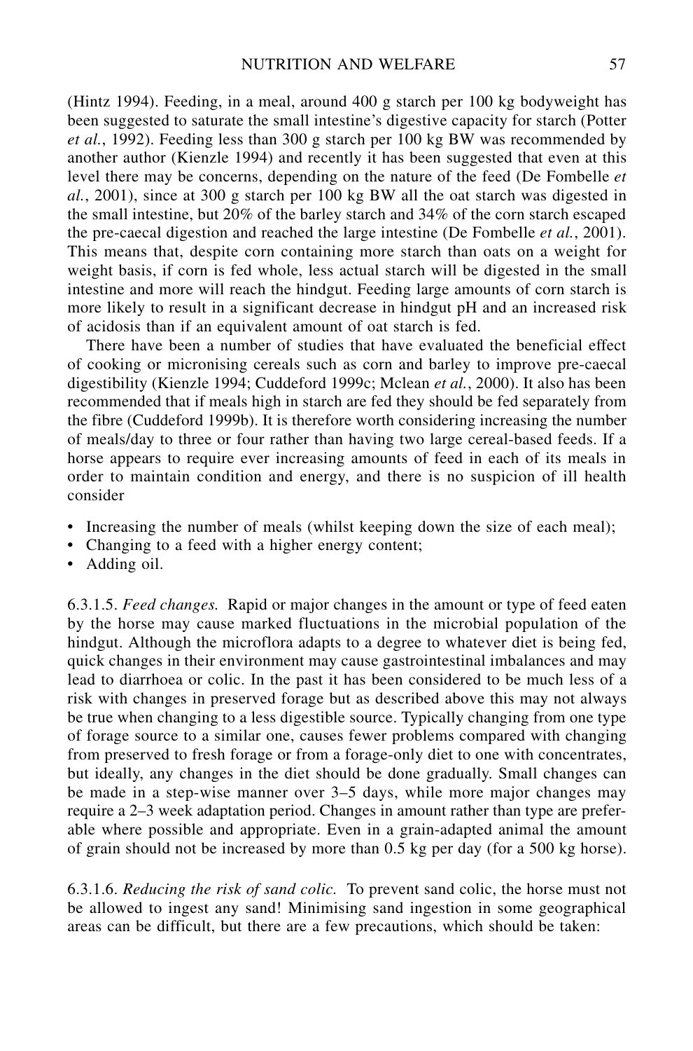(Hintz 1994). Feeding, in a meal, around 400 g starch per 100 kg bodyweight has been suggested to saturate the small intestine's digestive capacity for starch (Potter *et al.*, 1992). Feeding less than 300 g starch per 100 kg BW was recommended by another author (Kienzle 1994) and recently it has been suggested that even at this level there may be concerns, depending on the nature of the feed (De Fombelle *et al.*, 2001), since at 300 g starch per 100 kg BW all the oat starch was digested in the small intestine, but 20% of the barley starch and 34% of the corn starch escaped the pre-caecal digestion and reached the large intestine (De Fombelle *et al.*, 2001). This means that, despite corn containing more starch than oats on a weight for weight basis, if corn is fed whole, less actual starch will be digested in the small intestine and more will reach the hindgut. Feeding large amounts of corn starch is more likely to result in a significant decrease in hindgut pH and an increased risk of acidosis than if an equivalent amount of oat starch is fed.

There have been a number of studies that have evaluated the beneficial effect of cooking or micronising cereals such as corn and barley to improve pre-caecal digestibility (Kienzle 1994; Cuddeford 1999c; Mclean *et al.*, 2000). It also has been recommended that if meals high in starch are fed they should be fed separately from the fibre (Cuddeford 1999b). It is therefore worth considering increasing the number of meals/day to three or four rather than having two large cereal-based feeds. If a horse appears to require ever increasing amounts of feed in each of its meals in order to maintain condition and energy, and there is no suspicion of ill health consider

- Increasing the number of meals (whilst keeping down the size of each meal);
- Changing to a feed with a higher energy content;
- Adding oil.

6.3.1.5. *Feed changes.* Rapid or major changes in the amount or type of feed eaten by the horse may cause marked fluctuations in the microbial population of the hindgut. Although the microflora adapts to a degree to whatever diet is being fed, quick changes in their environment may cause gastrointestinal imbalances and may lead to diarrhoea or colic. In the past it has been considered to be much less of a risk with changes in preserved forage but as described above this may not always be true when changing to a less digestible source. Typically changing from one type of forage source to a similar one, causes fewer problems compared with changing from preserved to fresh forage or from a forage-only diet to one with concentrates, but ideally, any changes in the diet should be done gradually. Small changes can be made in a step-wise manner over 3–5 days, while more major changes may require a 2–3 week adaptation period. Changes in amount rather than type are preferable where possible and appropriate. Even in a grain-adapted animal the amount of grain should not be increased by more than 0.5 kg per day (for a 500 kg horse).

6.3.1.6. *Reducing the risk of sand colic.* To prevent sand colic, the horse must not be allowed to ingest any sand! Minimising sand ingestion in some geographical areas can be difficult, but there are a few precautions, which should be taken: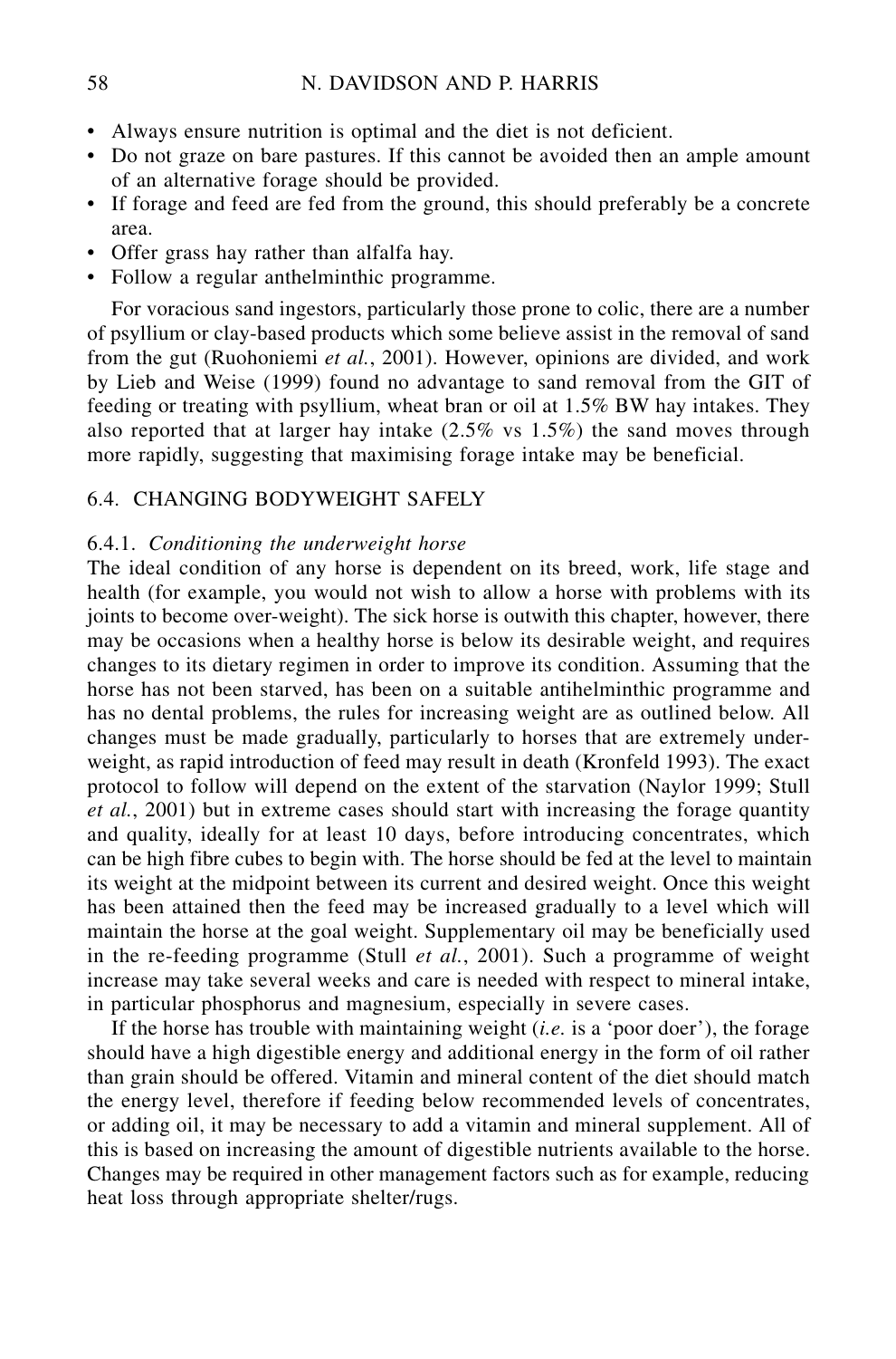- Always ensure nutrition is optimal and the diet is not deficient.
- Do not graze on bare pastures. If this cannot be avoided then an ample amount of an alternative forage should be provided.
- If forage and feed are fed from the ground, this should preferably be a concrete area.
- Offer grass hay rather than alfalfa hay.
- Follow a regular anthelminthic programme.

For voracious sand ingestors, particularly those prone to colic, there are a number of psyllium or clay-based products which some believe assist in the removal of sand from the gut (Ruohoniemi *et al.*, 2001). However, opinions are divided, and work by Lieb and Weise (1999) found no advantage to sand removal from the GIT of feeding or treating with psyllium, wheat bran or oil at 1.5% BW hay intakes. They also reported that at larger hay intake (2.5% vs 1.5%) the sand moves through more rapidly, suggesting that maximising forage intake may be beneficial.

## 6.4. CHANGING BODYWEIGHT SAFELY

### 6.4.1. *Conditioning the underweight horse*

The ideal condition of any horse is dependent on its breed, work, life stage and health (for example, you would not wish to allow a horse with problems with its joints to become over-weight). The sick horse is outwith this chapter, however, there may be occasions when a healthy horse is below its desirable weight, and requires changes to its dietary regimen in order to improve its condition. Assuming that the horse has not been starved, has been on a suitable antihelminthic programme and has no dental problems, the rules for increasing weight are as outlined below. All changes must be made gradually, particularly to horses that are extremely underweight, as rapid introduction of feed may result in death (Kronfeld 1993). The exact protocol to follow will depend on the extent of the starvation (Naylor 1999; Stull *et al.*, 2001) but in extreme cases should start with increasing the forage quantity and quality, ideally for at least 10 days, before introducing concentrates, which can be high fibre cubes to begin with. The horse should be fed at the level to maintain its weight at the midpoint between its current and desired weight. Once this weight has been attained then the feed may be increased gradually to a level which will maintain the horse at the goal weight. Supplementary oil may be beneficially used in the re-feeding programme (Stull *et al.*, 2001). Such a programme of weight increase may take several weeks and care is needed with respect to mineral intake, in particular phosphorus and magnesium, especially in severe cases.

If the horse has trouble with maintaining weight (*i.e.* is a 'poor doer'), the forage should have a high digestible energy and additional energy in the form of oil rather than grain should be offered. Vitamin and mineral content of the diet should match the energy level, therefore if feeding below recommended levels of concentrates, or adding oil, it may be necessary to add a vitamin and mineral supplement. All of this is based on increasing the amount of digestible nutrients available to the horse. Changes may be required in other management factors such as for example, reducing heat loss through appropriate shelter/rugs.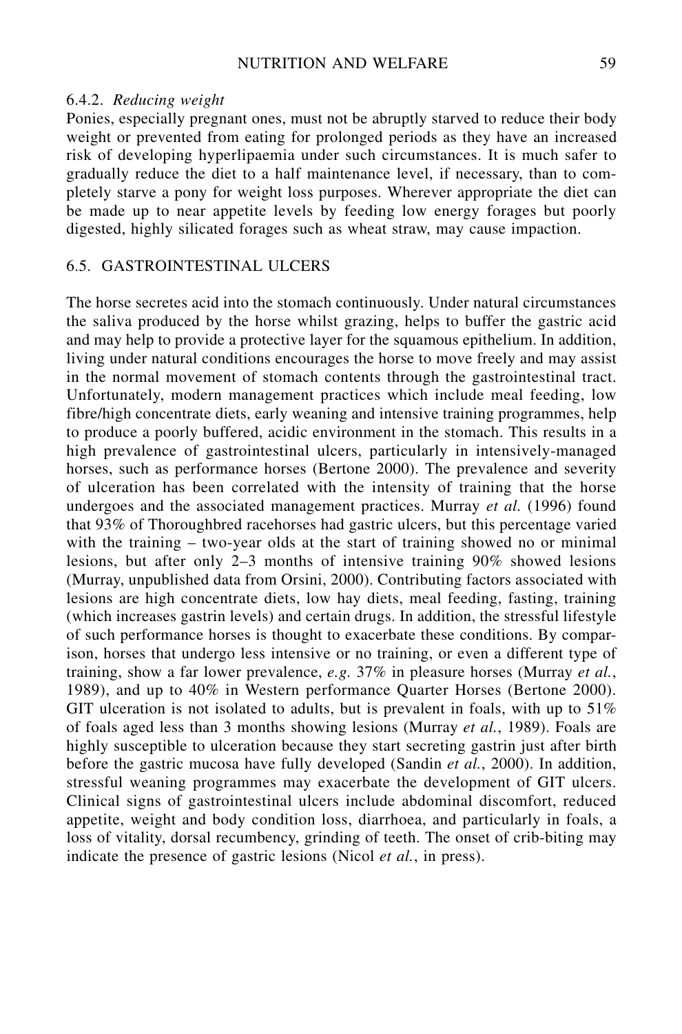#### 6.4.2. *Reducing weight*

Ponies, especially pregnant ones, must not be abruptly starved to reduce their body weight or prevented from eating for prolonged periods as they have an increased risk of developing hyperlipaemia under such circumstances. It is much safer to gradually reduce the diet to a half maintenance level, if necessary, than to completely starve a pony for weight loss purposes. Wherever appropriate the diet can be made up to near appetite levels by feeding low energy forages but poorly digested, highly silicated forages such as wheat straw, may cause impaction.

### 6.5. GASTROINTESTINAL ULCERS

The horse secretes acid into the stomach continuously. Under natural circumstances the saliva produced by the horse whilst grazing, helps to buffer the gastric acid and may help to provide a protective layer for the squamous epithelium. In addition, living under natural conditions encourages the horse to move freely and may assist in the normal movement of stomach contents through the gastrointestinal tract. Unfortunately, modern management practices which include meal feeding, low fibre/high concentrate diets, early weaning and intensive training programmes, help to produce a poorly buffered, acidic environment in the stomach. This results in a high prevalence of gastrointestinal ulcers, particularly in intensively-managed horses, such as performance horses (Bertone 2000). The prevalence and severity of ulceration has been correlated with the intensity of training that the horse undergoes and the associated management practices. Murray *et al.* (1996) found that 93% of Thoroughbred racehorses had gastric ulcers, but this percentage varied with the training – two-year olds at the start of training showed no or minimal lesions, but after only 2–3 months of intensive training 90% showed lesions (Murray, unpublished data from Orsini, 2000). Contributing factors associated with lesions are high concentrate diets, low hay diets, meal feeding, fasting, training (which increases gastrin levels) and certain drugs. In addition, the stressful lifestyle of such performance horses is thought to exacerbate these conditions. By comparison, horses that undergo less intensive or no training, or even a different type of training, show a far lower prevalence, *e.g.* 37% in pleasure horses (Murray *et al.*, 1989), and up to 40% in Western performance Quarter Horses (Bertone 2000). GIT ulceration is not isolated to adults, but is prevalent in foals, with up to 51% of foals aged less than 3 months showing lesions (Murray *et al.*, 1989). Foals are highly susceptible to ulceration because they start secreting gastrin just after birth before the gastric mucosa have fully developed (Sandin *et al.*, 2000). In addition, stressful weaning programmes may exacerbate the development of GIT ulcers. Clinical signs of gastrointestinal ulcers include abdominal discomfort, reduced appetite, weight and body condition loss, diarrhoea, and particularly in foals, a loss of vitality, dorsal recumbency, grinding of teeth. The onset of crib-biting may indicate the presence of gastric lesions (Nicol *et al.*, in press).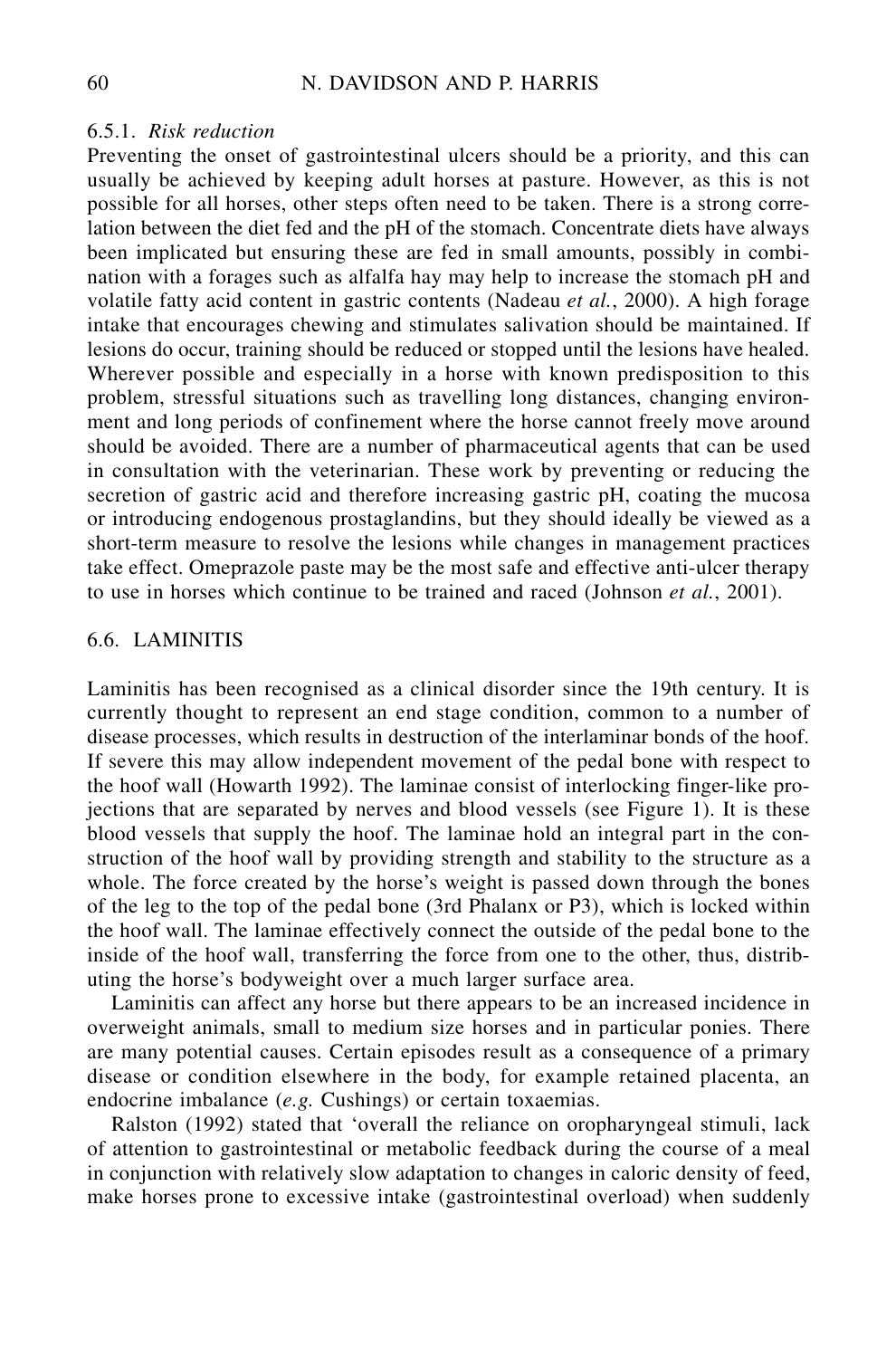### 6.5.1. *Risk reduction*

Preventing the onset of gastrointestinal ulcers should be a priority, and this can usually be achieved by keeping adult horses at pasture. However, as this is not possible for all horses, other steps often need to be taken. There is a strong correlation between the diet fed and the pH of the stomach. Concentrate diets have always been implicated but ensuring these are fed in small amounts, possibly in combination with a forages such as alfalfa hay may help to increase the stomach pH and volatile fatty acid content in gastric contents (Nadeau *et al.*, 2000). A high forage intake that encourages chewing and stimulates salivation should be maintained. If lesions do occur, training should be reduced or stopped until the lesions have healed. Wherever possible and especially in a horse with known predisposition to this problem, stressful situations such as travelling long distances, changing environment and long periods of confinement where the horse cannot freely move around should be avoided. There are a number of pharmaceutical agents that can be used in consultation with the veterinarian. These work by preventing or reducing the secretion of gastric acid and therefore increasing gastric pH, coating the mucosa or introducing endogenous prostaglandins, but they should ideally be viewed as a short-term measure to resolve the lesions while changes in management practices take effect. Omeprazole paste may be the most safe and effective anti-ulcer therapy to use in horses which continue to be trained and raced (Johnson *et al.*, 2001).

## 6.6. LAMINITIS

Laminitis has been recognised as a clinical disorder since the 19th century. It is currently thought to represent an end stage condition, common to a number of disease processes, which results in destruction of the interlaminar bonds of the hoof. If severe this may allow independent movement of the pedal bone with respect to the hoof wall (Howarth 1992). The laminae consist of interlocking finger-like projections that are separated by nerves and blood vessels (see Figure 1). It is these blood vessels that supply the hoof. The laminae hold an integral part in the construction of the hoof wall by providing strength and stability to the structure as a whole. The force created by the horse's weight is passed down through the bones of the leg to the top of the pedal bone (3rd Phalanx or P3), which is locked within the hoof wall. The laminae effectively connect the outside of the pedal bone to the inside of the hoof wall, transferring the force from one to the other, thus, distributing the horse's bodyweight over a much larger surface area.

Laminitis can affect any horse but there appears to be an increased incidence in overweight animals, small to medium size horses and in particular ponies. There are many potential causes. Certain episodes result as a consequence of a primary disease or condition elsewhere in the body, for example retained placenta, an endocrine imbalance (*e.g.* Cushings) or certain toxaemias.

Ralston (1992) stated that 'overall the reliance on oropharyngeal stimuli, lack of attention to gastrointestinal or metabolic feedback during the course of a meal in conjunction with relatively slow adaptation to changes in caloric density of feed, make horses prone to excessive intake (gastrointestinal overload) when suddenly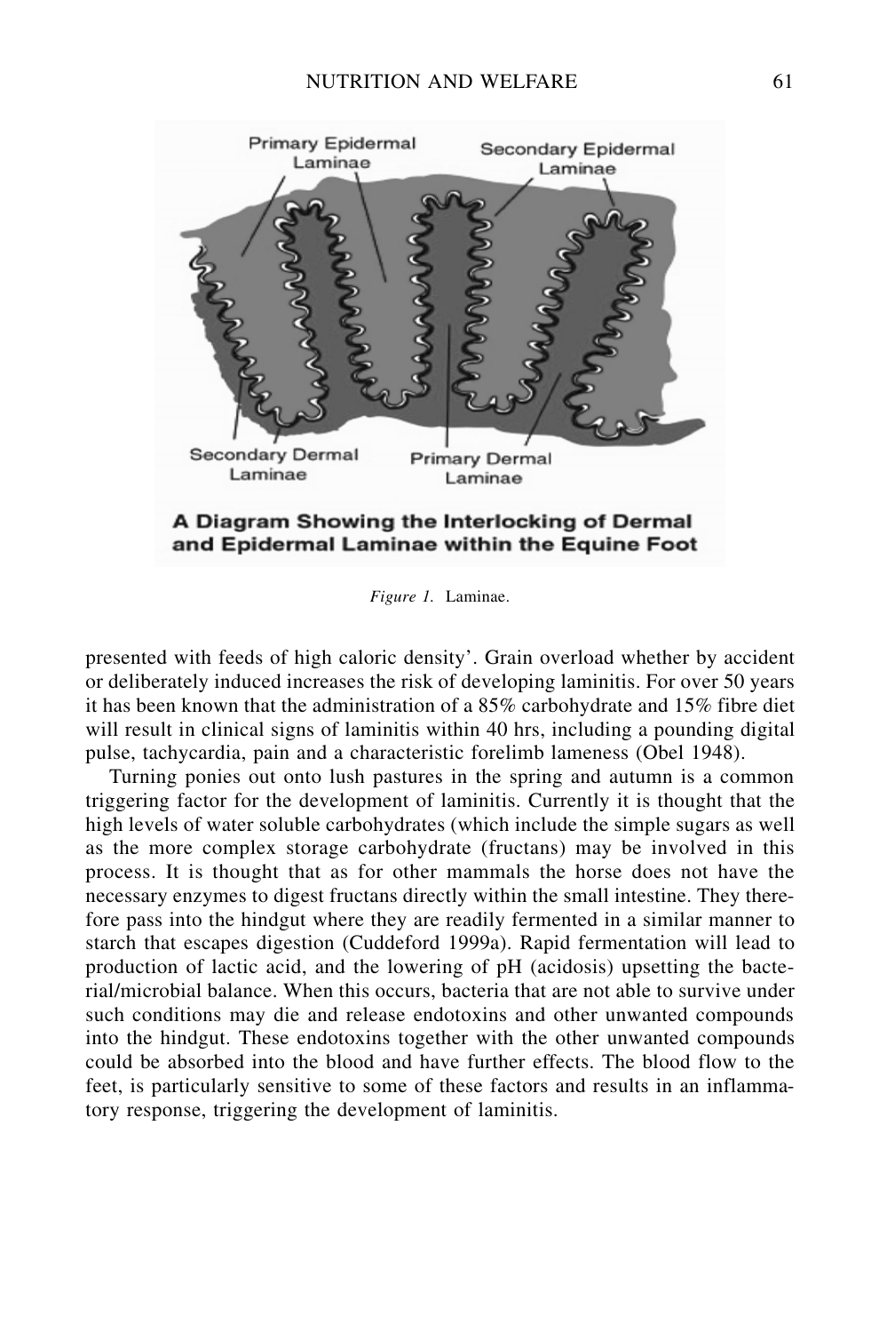Figure 1. Laminae.

presented with feeds of high caloric density'. Grain overload whether by accident or deliberately induced increases the risk of developing laminitis. For over 50 years it has been known that the administration of a 85% carbohydrate and 15% fibre diet will result in clinical signs of laminitis within 40 hrs, including a pounding digital pulse, tachycardia, pain and a characteristic forelimb lameness (Obel 1948).

Turning ponies out onto lush pastures in the spring and autumn is a common triggering factor for the development of laminitis. Currently it is thought that the high levels of water soluble carbohydrates (which include the simple sugars as well as the more complex storage carbohydrate (fructans) may be involved in this process. It is thought that as for other mammals the horse does not have the necessary enzymes to digest fructans directly within the small intestine. They therefore pass into the hindgut where they are readily fermented in a similar manner to starch that escapes digestion (Cuddeford 1999a). Rapid fermentation will lead to production of lactic acid, and the lowering of pH (acidosis) upsetting the bacterial/microbial balance. When this occurs, bacteria that are not able to survive under such conditions may die and release endotoxins and other unwanted compounds into the hindgut. These endotoxins together with the other unwanted compounds could be absorbed into the blood and have further effects. The blood flow to the feet, is particularly sensitive to some of these factors and results in an inflammatory response, triggering the development of laminitis.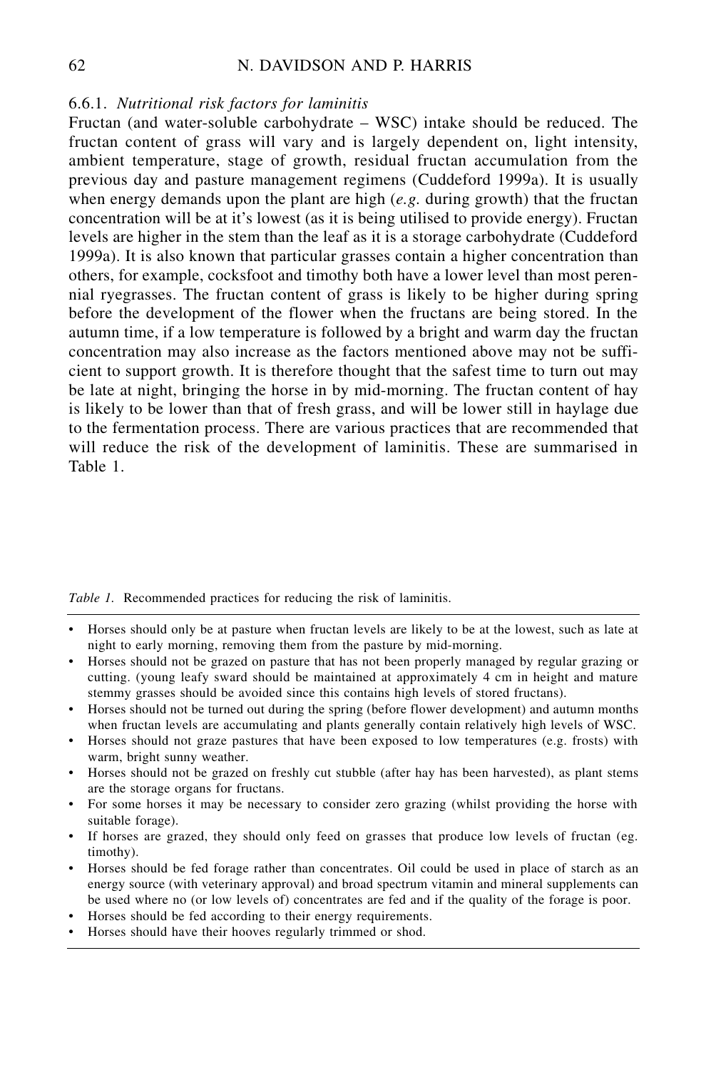#### 6.6.1. *Nutritional risk factors for laminitis*

Fructan (and water-soluble carbohydrate – WSC) intake should be reduced. The fructan content of grass will vary and is largely dependent on, light intensity, ambient temperature, stage of growth, residual fructan accumulation from the previous day and pasture management regimens (Cuddeford 1999a). It is usually when energy demands upon the plant are high (*e.g.* during growth) that the fructan concentration will be at it's lowest (as it is being utilised to provide energy). Fructan levels are higher in the stem than the leaf as it is a storage carbohydrate (Cuddeford 1999a). It is also known that particular grasses contain a higher concentration than others, for example, cocksfoot and timothy both have a lower level than most perennial ryegrasses. The fructan content of grass is likely to be higher during spring before the development of the flower when the fructans are being stored. In the autumn time, if a low temperature is followed by a bright and warm day the fructan concentration may also increase as the factors mentioned above may not be sufficient to support growth. It is therefore thought that the safest time to turn out may be late at night, bringing the horse in by mid-morning. The fructan content of hay is likely to be lower than that of fresh grass, and will be lower still in haylage due to the fermentation process. There are various practices that are recommended that will reduce the risk of the development of laminitis. These are summarised in Table 1.

*Table 1.* Recommended practices for reducing the risk of laminitis.

- Horses should only be at pasture when fructan levels are likely to be at the lowest, such as late at night to early morning, removing them from the pasture by mid-morning.
- Horses should not be grazed on pasture that has not been properly managed by regular grazing or cutting. (young leafy sward should be maintained at approximately 4 cm in height and mature stemmy grasses should be avoided since this contains high levels of stored fructans).
- Horses should not be turned out during the spring (before flower development) and autumn months when fructan levels are accumulating and plants generally contain relatively high levels of WSC.
- Horses should not graze pastures that have been exposed to low temperatures (e.g. frosts) with warm, bright sunny weather.
- Horses should not be grazed on freshly cut stubble (after hay has been harvested), as plant stems are the storage organs for fructans.
- For some horses it may be necessary to consider zero grazing (whilst providing the horse with suitable forage).
- If horses are grazed, they should only feed on grasses that produce low levels of fructan (eg. timothy).
- Horses should be fed forage rather than concentrates. Oil could be used in place of starch as an energy source (with veterinary approval) and broad spectrum vitamin and mineral supplements can be used where no (or low levels of) concentrates are fed and if the quality of the forage is poor.
- Horses should be fed according to their energy requirements.
- Horses should have their hooves regularly trimmed or shod.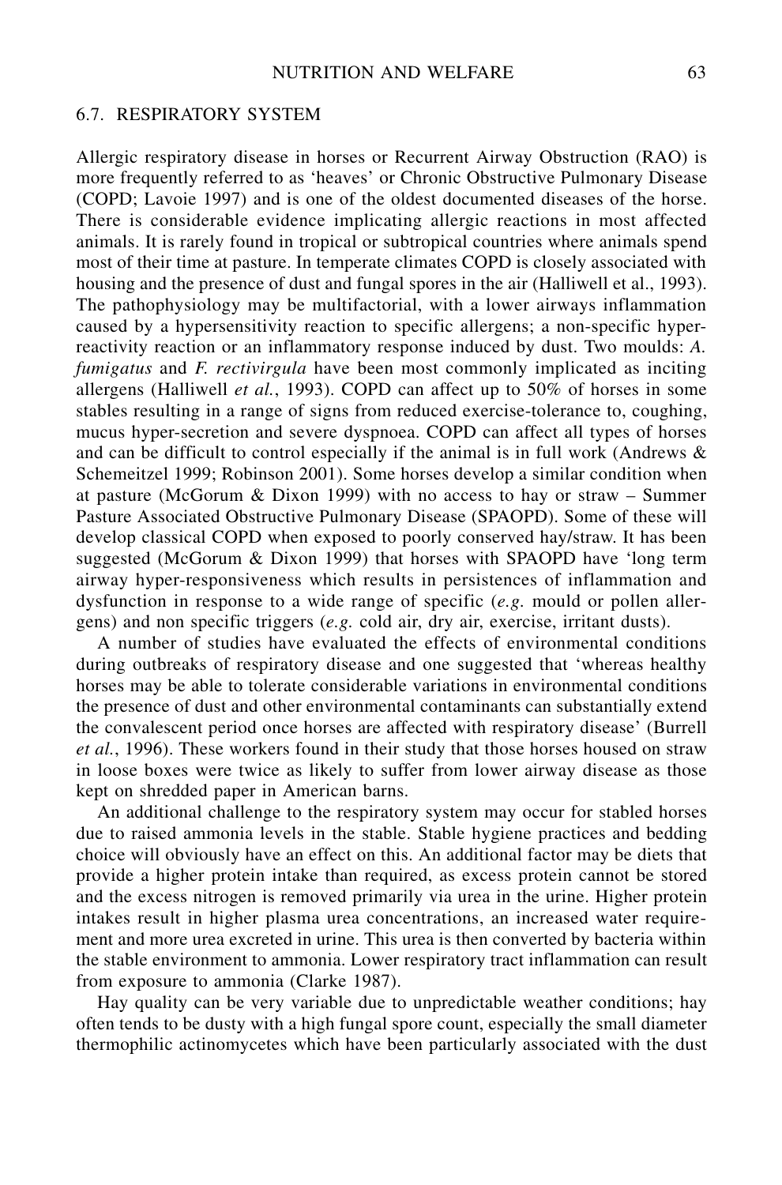## 6.7. RESPIRATORY SYSTEM

Allergic respiratory disease in horses or Recurrent Airway Obstruction (RAO) is more frequently referred to as 'heaves' or Chronic Obstructive Pulmonary Disease (COPD; Lavoie 1997) and is one of the oldest documented diseases of the horse. There is considerable evidence implicating allergic reactions in most affected animals. It is rarely found in tropical or subtropical countries where animals spend most of their time at pasture. In temperate climates COPD is closely associated with housing and the presence of dust and fungal spores in the air (Halliwell et al., 1993). The pathophysiology may be multifactorial, with a lower airways inflammation caused by a hypersensitivity reaction to specific allergens; a non-specific hyper-reactivity reaction or an inflammatory response induced by dust. Two moulds: *A. fumigatus* and *F. rectivirgula* have been most commonly implicated as inciting allergens (Halliwell *et al.*, 1993). COPD can affect up to 50% of horses in some stables resulting in a range of signs from reduced exercise-tolerance to, coughing, mucus hyper-secretion and severe dyspnoea. COPD can affect all types of horses and can be difficult to control especially if the animal is in full work (Andrews & Schemeitzel 1999; Robinson 2001). Some horses develop a similar condition when at pasture (McGorum & Dixon 1999) with no access to hay or straw – Summer Pasture Associated Obstructive Pulmonary Disease (SPAOPD). Some of these will develop classical COPD when exposed to poorly conserved hay/straw. It has been suggested (McGorum & Dixon 1999) that horses with SPAOPD have 'long term airway hyper-responsiveness which results in persistences of inflammation and dysfunction in response to a wide range of specific (*e.g.* mould or pollen allergens) and non specific triggers (*e.g.* cold air, dry air, exercise, irritant dusts).

A number of studies have evaluated the effects of environmental conditions during outbreaks of respiratory disease and one suggested that 'whereas healthy horses may be able to tolerate considerable variations in environmental conditions the presence of dust and other environmental contaminants can substantially extend the convalescent period once horses are affected with respiratory disease' (Burrell *et al.*, 1996). These workers found in their study that those horses housed on straw in loose boxes were twice as likely to suffer from lower airway disease as those kept on shredded paper in American barns.

An additional challenge to the respiratory system may occur for stabled horses due to raised ammonia levels in the stable. Stable hygiene practices and bedding choice will obviously have an effect on this. An additional factor may be diets that provide a higher protein intake than required, as excess protein cannot be stored and the excess nitrogen is removed primarily via urea in the urine. Higher protein intakes result in higher plasma urea concentrations, an increased water requirement and more urea excreted in urine. This urea is then converted by bacteria within the stable environment to ammonia. Lower respiratory tract inflammation can result from exposure to ammonia (Clarke 1987).

Hay quality can be very variable due to unpredictable weather conditions; hay often tends to be dusty with a high fungal spore count, especially the small diameter thermophilic actinomycetes which have been particularly associated with the dust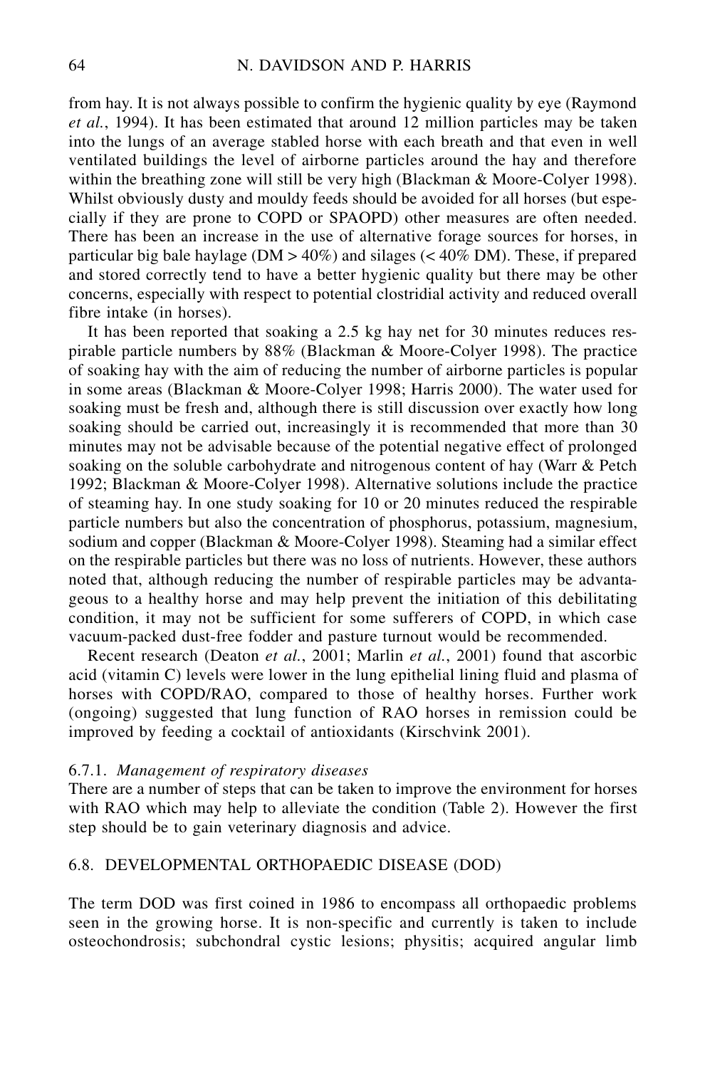from hay. It is not always possible to confirm the hygienic quality by eye (Raymond *et al.*, 1994). It has been estimated that around 12 million particles may be taken into the lungs of an average stabled horse with each breath and that even in well ventilated buildings the level of airborne particles around the hay and therefore within the breathing zone will still be very high (Blackman & Moore-Colyer 1998). Whilst obviously dusty and mouldy feeds should be avoided for all horses (but especially if they are prone to COPD or SPAOPD) other measures are often needed. There has been an increase in the use of alternative forage sources for horses, in particular big bale haylage (DM > 40%) and silages (< 40% DM). These, if prepared and stored correctly tend to have a better hygienic quality but there may be other concerns, especially with respect to potential clostridial activity and reduced overall fibre intake (in horses).

It has been reported that soaking a 2.5 kg hay net for 30 minutes reduces respirable particle numbers by 88% (Blackman & Moore-Colyer 1998). The practice of soaking hay with the aim of reducing the number of airborne particles is popular in some areas (Blackman & Moore-Colyer 1998; Harris 2000). The water used for soaking must be fresh and, although there is still discussion over exactly how long soaking should be carried out, increasingly it is recommended that more than 30 minutes may not be advisable because of the potential negative effect of prolonged soaking on the soluble carbohydrate and nitrogenous content of hay (Warr & Petch 1992; Blackman & Moore-Colyer 1998). Alternative solutions include the practice of steaming hay. In one study soaking for 10 or 20 minutes reduced the respirable particle numbers but also the concentration of phosphorus, potassium, magnesium, sodium and copper (Blackman & Moore-Colyer 1998). Steaming had a similar effect on the respirable particles but there was no loss of nutrients. However, these authors noted that, although reducing the number of respirable particles may be advantageous to a healthy horse and may help prevent the initiation of this debilitating condition, it may not be sufficient for some sufferers of COPD, in which case vacuum-packed dust-free fodder and pasture turnout would be recommended.

Recent research (Deaton *et al.*, 2001; Marlin *et al.*, 2001) found that ascorbic acid (vitamin C) levels were lower in the lung epithelial lining fluid and plasma of horses with COPD/RAO, compared to those of healthy horses. Further work (ongoing) suggested that lung function of RAO horses in remission could be improved by feeding a cocktail of antioxidants (Kirschvink 2001).

### 6.7.1. *Management of respiratory diseases*

There are a number of steps that can be taken to improve the environment for horses with RAO which may help to alleviate the condition (Table 2). However the first step should be to gain veterinary diagnosis and advice.

## 6.8. DEVELOPMENTAL ORTHOPAEDIC DISEASE (DOD)

The term DOD was first coined in 1986 to encompass all orthopaedic problems seen in the growing horse. It is non-specific and currently is taken to include osteochondrosis; subchondral cystic lesions; physitis; acquired angular limb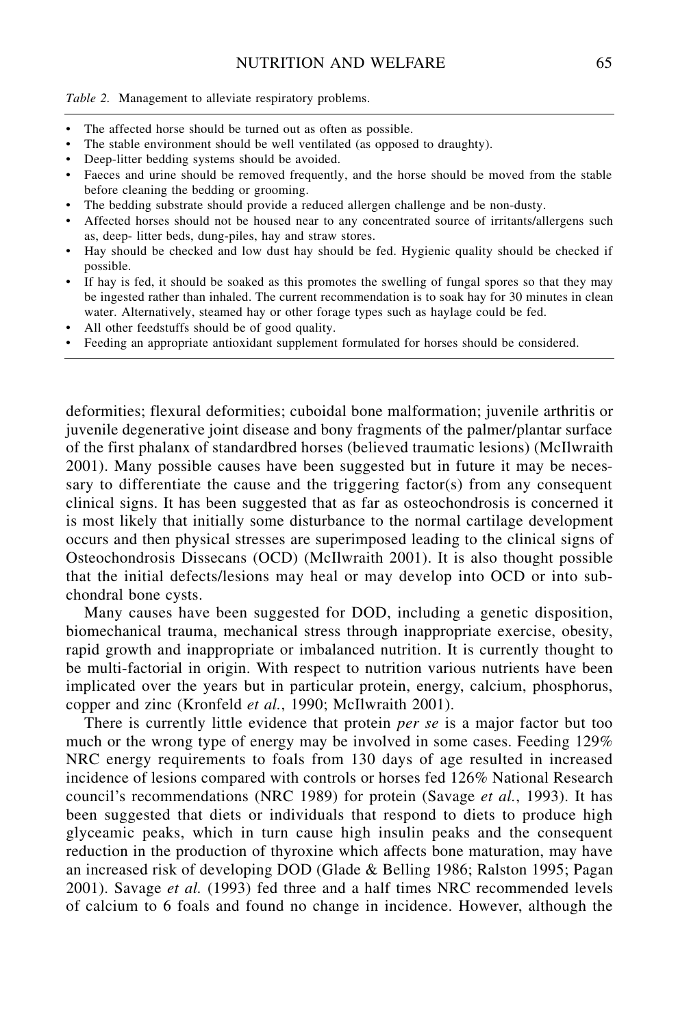*Table 2.* Management to alleviate respiratory problems.

- The affected horse should be turned out as often as possible.
- The stable environment should be well ventilated (as opposed to draughty).
- Deep-litter bedding systems should be avoided.
- Faeces and urine should be removed frequently, and the horse should be moved from the stable before cleaning the bedding or grooming.
- The bedding substrate should provide a reduced allergen challenge and be non-dusty.
- Affected horses should not be housed near to any concentrated source of irritants/allergens such as, deep- litter beds, dung-piles, hay and straw stores.
- Hay should be checked and low dust hay should be fed. Hygienic quality should be checked if possible.
- If hay is fed, it should be soaked as this promotes the swelling of fungal spores so that they may be ingested rather than inhaled. The current recommendation is to soak hay for 30 minutes in clean water. Alternatively, steamed hay or other forage types such as haylage could be fed.
- All other feedstuffs should be of good quality.
- Feeding an appropriate antioxidant supplement formulated for horses should be considered.

deformities; flexural deformities; cuboidal bone malformation; juvenile arthritis or juvenile degenerative joint disease and bony fragments of the palmer/plantar surface of the first phalanx of standardbred horses (believed traumatic lesions) (McIlwraith 2001). Many possible causes have been suggested but in future it may be necessary to differentiate the cause and the triggering factor(s) from any consequent clinical signs. It has been suggested that as far as osteochondrosis is concerned it is most likely that initially some disturbance to the normal cartilage development occurs and then physical stresses are superimposed leading to the clinical signs of Osteochondrosis Dissecans (OCD) (McIlwraith 2001). It is also thought possible that the initial defects/lesions may heal or may develop into OCD or into subchondral bone cysts.

Many causes have been suggested for DOD, including a genetic disposition, biomechanical trauma, mechanical stress through inappropriate exercise, obesity, rapid growth and inappropriate or imbalanced nutrition. It is currently thought to be multi-factorial in origin. With respect to nutrition various nutrients have been implicated over the years but in particular protein, energy, calcium, phosphorus, copper and zinc (Kronfeld *et al.*, 1990; McIlwraith 2001).

There is currently little evidence that protein *per se* is a major factor but too much or the wrong type of energy may be involved in some cases. Feeding 129% NRC energy requirements to foals from 130 days of age resulted in increased incidence of lesions compared with controls or horses fed 126% National Research council's recommendations (NRC 1989) for protein (Savage *et al.*, 1993). It has been suggested that diets or individuals that respond to diets to produce high glyceamic peaks, which in turn cause high insulin peaks and the consequent reduction in the production of thyroxine which affects bone maturation, may have an increased risk of developing DOD (Glade & Belling 1986; Ralston 1995; Pagan 2001). Savage *et al.* (1993) fed three and a half times NRC recommended levels of calcium to 6 foals and found no change in incidence. However, although the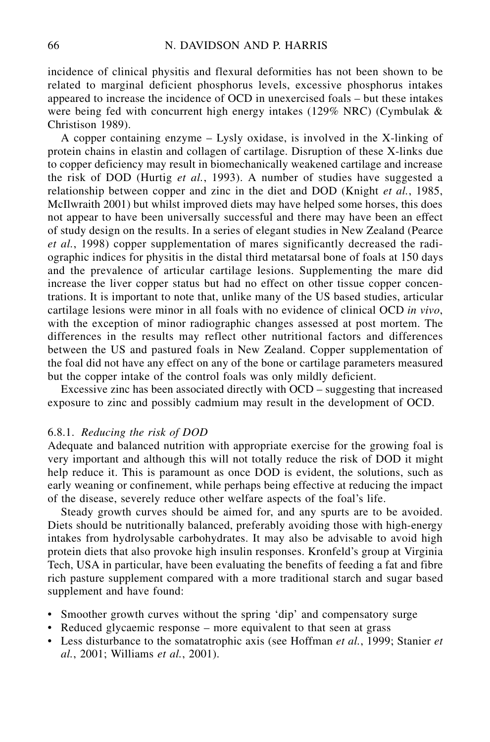incidence of clinical physitis and flexural deformities has not been shown to be related to marginal deficient phosphorus levels, excessive phosphorus intakes appeared to increase the incidence of OCD in unexercised foals – but these intakes were being fed with concurrent high energy intakes (129% NRC) (Cymbulak & Christison 1989).

A copper containing enzyme – Lysly oxidase, is involved in the X-linking of protein chains in elastin and collagen of cartilage. Disruption of these X-links due to copper deficiency may result in biomechanically weakened cartilage and increase the risk of DOD (Hurtig *et al.*, 1993). A number of studies have suggested a relationship between copper and zinc in the diet and DOD (Knight *et al.*, 1985, McIlwraith 2001) but whilst improved diets may have helped some horses, this does not appear to have been universally successful and there may have been an effect of study design on the results. In a series of elegant studies in New Zealand (Pearce *et al.*, 1998) copper supplementation of mares significantly decreased the radiographic indices for physitis in the distal third metatarsal bone of foals at 150 days and the prevalence of articular cartilage lesions. Supplementing the mare did increase the liver copper status but had no effect on other tissue copper concentrations. It is important to note that, unlike many of the US based studies, articular cartilage lesions were minor in all foals with no evidence of clinical OCD *in vivo*, with the exception of minor radiographic changes assessed at post mortem. The differences in the results may reflect other nutritional factors and differences between the US and pastured foals in New Zealand. Copper supplementation of the foal did not have any effect on any of the bone or cartilage parameters measured but the copper intake of the control foals was only mildly deficient.

Excessive zinc has been associated directly with OCD – suggesting that increased exposure to zinc and possibly cadmium may result in the development of OCD.

### 6.8.1. *Reducing the risk of DOD*

Adequate and balanced nutrition with appropriate exercise for the growing foal is very important and although this will not totally reduce the risk of DOD it might help reduce it. This is paramount as once DOD is evident, the solutions, such as early weaning or confinement, while perhaps being effective at reducing the impact of the disease, severely reduce other welfare aspects of the foal's life.

Steady growth curves should be aimed for, and any spurts are to be avoided. Diets should be nutritionally balanced, preferably avoiding those with high-energy intakes from hydrolysable carbohydrates. It may also be advisable to avoid high protein diets that also provoke high insulin responses. Kronfeld's group at Virginia Tech, USA in particular, have been evaluating the benefits of feeding a fat and fibre rich pasture supplement compared with a more traditional starch and sugar based supplement and have found:

- Smoother growth curves without the spring 'dip' and compensatory surge
- Reduced glycaemic response – more equivalent to that seen at grass
- Less disturbance to the somatatrophic axis (see Hoffman *et al.*, 1999; Stanier *et al.*, 2001; Williams *et al.*, 2001).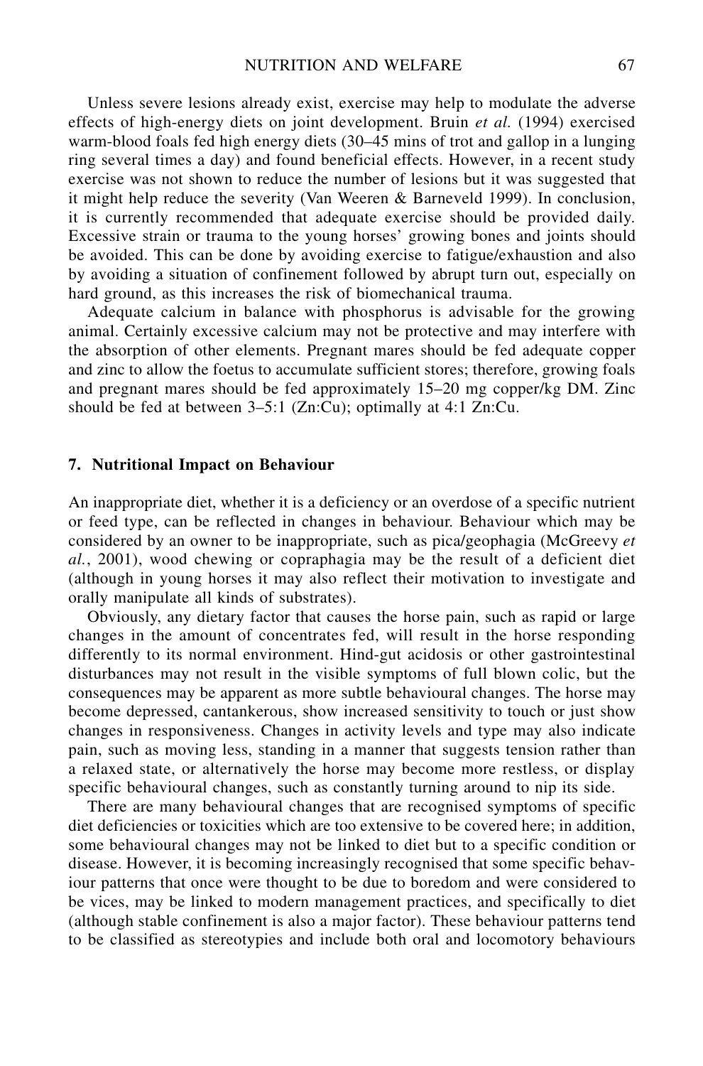Unless severe lesions already exist, exercise may help to modulate the adverse effects of high-energy diets on joint development. Bruin *et al.* (1994) exercised warm-blood foals fed high energy diets (30–45 mins of trot and gallop in a lunging ring several times a day) and found beneficial effects. However, in a recent study exercise was not shown to reduce the number of lesions but it was suggested that it might help reduce the severity (Van Weeren & Barneveld 1999). In conclusion, it is currently recommended that adequate exercise should be provided daily. Excessive strain or trauma to the young horses' growing bones and joints should be avoided. This can be done by avoiding exercise to fatigue/exhaustion and also by avoiding a situation of confinement followed by abrupt turn out, especially on hard ground, as this increases the risk of biomechanical trauma.

Adequate calcium in balance with phosphorus is advisable for the growing animal. Certainly excessive calcium may not be protective and may interfere with the absorption of other elements. Pregnant mares should be fed adequate copper and zinc to allow the foetus to accumulate sufficient stores; therefore, growing foals and pregnant mares should be fed approximately 15–20 mg copper/kg DM. Zinc should be fed at between 3–5:1 (Zn:Cu); optimally at 4:1 Zn:Cu.

## 7. Nutritional Impact on Behaviour

An inappropriate diet, whether it is a deficiency or an overdose of a specific nutrient or feed type, can be reflected in changes in behaviour. Behaviour which may be considered by an owner to be inappropriate, such as pica/geophagia (McGreevy *et al.*, 2001), wood chewing or copraphagia may be the result of a deficient diet (although in young horses it may also reflect their motivation to investigate and orally manipulate all kinds of substrates).

Obviously, any dietary factor that causes the horse pain, such as rapid or large changes in the amount of concentrates fed, will result in the horse responding differently to its normal environment. Hind-gut acidosis or other gastrointestinal disturbances may not result in the visible symptoms of full blown colic, but the consequences may be apparent as more subtle behavioural changes. The horse may become depressed, cantankerous, show increased sensitivity to touch or just show changes in responsiveness. Changes in activity levels and type may also indicate pain, such as moving less, standing in a manner that suggests tension rather than a relaxed state, or alternatively the horse may become more restless, or display specific behavioural changes, such as constantly turning around to nip its side.

There are many behavioural changes that are recognised symptoms of specific diet deficiencies or toxicities which are too extensive to be covered here; in addition, some behavioural changes may not be linked to diet but to a specific condition or disease. However, it is becoming increasingly recognised that some specific behaviour patterns that once were thought to be due to boredom and were considered to be vices, may be linked to modern management practices, and specifically to diet (although stable confinement is also a major factor). These behaviour patterns tend to be classified as stereotypies and include both oral and locomotory behaviours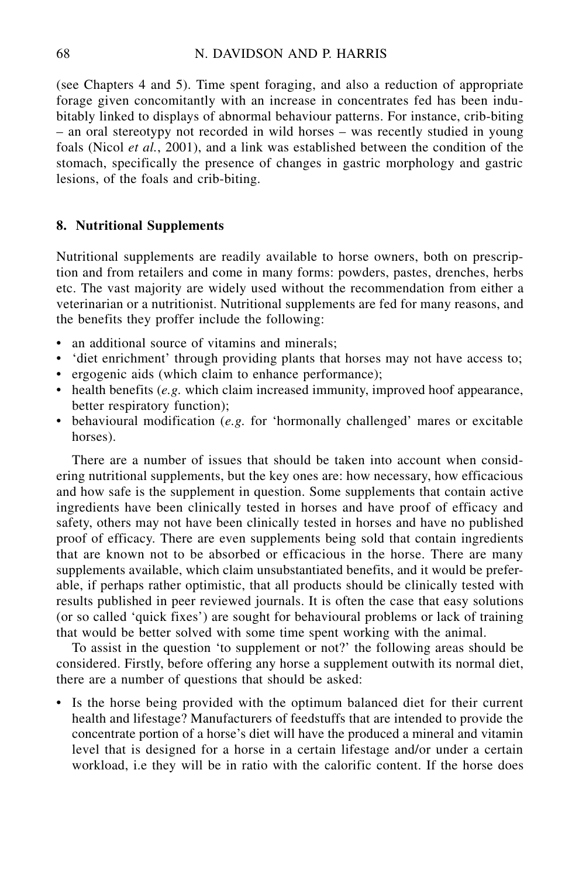(see Chapters 4 and 5). Time spent foraging, and also a reduction of appropriate forage given concomitantly with an increase in concentrates fed has been indubitably linked to displays of abnormal behaviour patterns. For instance, crib-biting – an oral stereotypy not recorded in wild horses – was recently studied in young foals (Nicol *et al.*, 2001), and a link was established between the condition of the stomach, specifically the presence of changes in gastric morphology and gastric lesions, of the foals and crib-biting.

## 8. Nutritional Supplements

Nutritional supplements are readily available to horse owners, both on prescription and from retailers and come in many forms: powders, pastes, drenches, herbs etc. The vast majority are widely used without the recommendation from either a veterinarian or a nutritionist. Nutritional supplements are fed for many reasons, and the benefits they proffer include the following:

- an additional source of vitamins and minerals;
- 'diet enrichment' through providing plants that horses may not have access to;
- ergogenic aids (which claim to enhance performance);
- health benefits (*e.g.* which claim increased immunity, improved hoof appearance, better respiratory function);
- behavioural modification (*e.g.* for 'hormonally challenged' mares or excitable horses).

There are a number of issues that should be taken into account when considering nutritional supplements, but the key ones are: how necessary, how efficacious and how safe is the supplement in question. Some supplements that contain active ingredients have been clinically tested in horses and have proof of efficacy and safety, others may not have been clinically tested in horses and have no published proof of efficacy. There are even supplements being sold that contain ingredients that are known not to be absorbed or efficacious in the horse. There are many supplements available, which claim unsubstantiated benefits, and it would be preferable, if perhaps rather optimistic, that all products should be clinically tested with results published in peer reviewed journals. It is often the case that easy solutions (or so called 'quick fixes') are sought for behavioural problems or lack of training that would be better solved with some time spent working with the animal.

To assist in the question 'to supplement or not?' the following areas should be considered. Firstly, before offering any horse a supplement outwith its normal diet, there are a number of questions that should be asked:

- Is the horse being provided with the optimum balanced diet for their current health and lifestage? Manufacturers of feedstuffs that are intended to provide the concentrate portion of a horse's diet will have the produced a mineral and vitamin level that is designed for a horse in a certain lifestage and/or under a certain workload, i.e they will be in ratio with the calorific content. If the horse does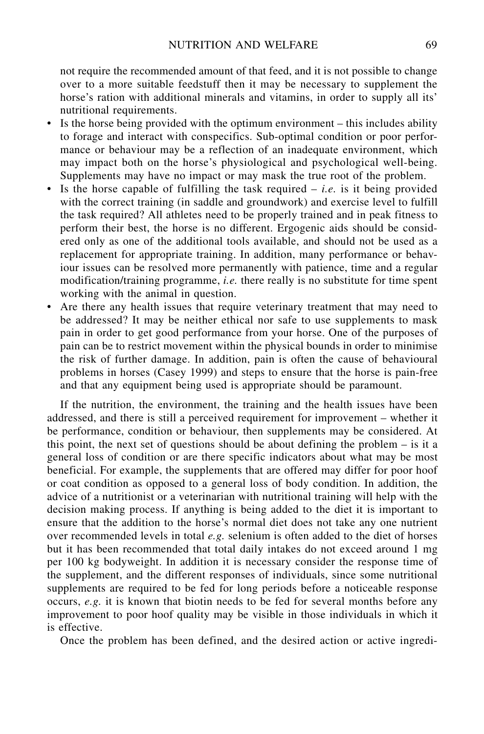not require the recommended amount of that feed, and it is not possible to change over to a more suitable feedstuff then it may be necessary to supplement the horse's ration with additional minerals and vitamins, in order to supply all its' nutritional requirements.

- Is the horse being provided with the optimum environment – this includes ability to forage and interact with conspecifics. Sub-optimal condition or poor performance or behaviour may be a reflection of an inadequate environment, which may impact both on the horse's physiological and psychological well-being. Supplements may have no impact or may mask the true root of the problem.
- Is the horse capable of fulfilling the task required – *i.e.* is it being provided with the correct training (in saddle and groundwork) and exercise level to fulfill the task required? All athletes need to be properly trained and in peak fitness to perform their best, the horse is no different. Ergogenic aids should be considered only as one of the additional tools available, and should not be used as a replacement for appropriate training. In addition, many performance or behaviour issues can be resolved more permanently with patience, time and a regular modification/training programme, *i.e.* there really is no substitute for time spent working with the animal in question.
- Are there any health issues that require veterinary treatment that may need to be addressed? It may be neither ethical nor safe to use supplements to mask pain in order to get good performance from your horse. One of the purposes of pain can be to restrict movement within the physical bounds in order to minimise the risk of further damage. In addition, pain is often the cause of behavioural problems in horses (Casey 1999) and steps to ensure that the horse is pain-free and that any equipment being used is appropriate should be paramount.

If the nutrition, the environment, the training and the health issues have been addressed, and there is still a perceived requirement for improvement – whether it be performance, condition or behaviour, then supplements may be considered. At this point, the next set of questions should be about defining the problem – is it a general loss of condition or are there specific indicators about what may be most beneficial. For example, the supplements that are offered may differ for poor hoof or coat condition as opposed to a general loss of body condition. In addition, the advice of a nutritionist or a veterinarian with nutritional training will help with the decision making process. If anything is being added to the diet it is important to ensure that the addition to the horse's normal diet does not take any one nutrient over recommended levels in total *e.g.* selenium is often added to the diet of horses but it has been recommended that total daily intakes do not exceed around 1 mg per 100 kg bodyweight. In addition it is necessary consider the response time of the supplement, and the different responses of individuals, since some nutritional supplements are required to be fed for long periods before a noticeable response occurs, *e.g.* it is known that biotin needs to be fed for several months before any improvement to poor hoof quality may be visible in those individuals in which it is effective.

Once the problem has been defined, and the desired action or active ingredi-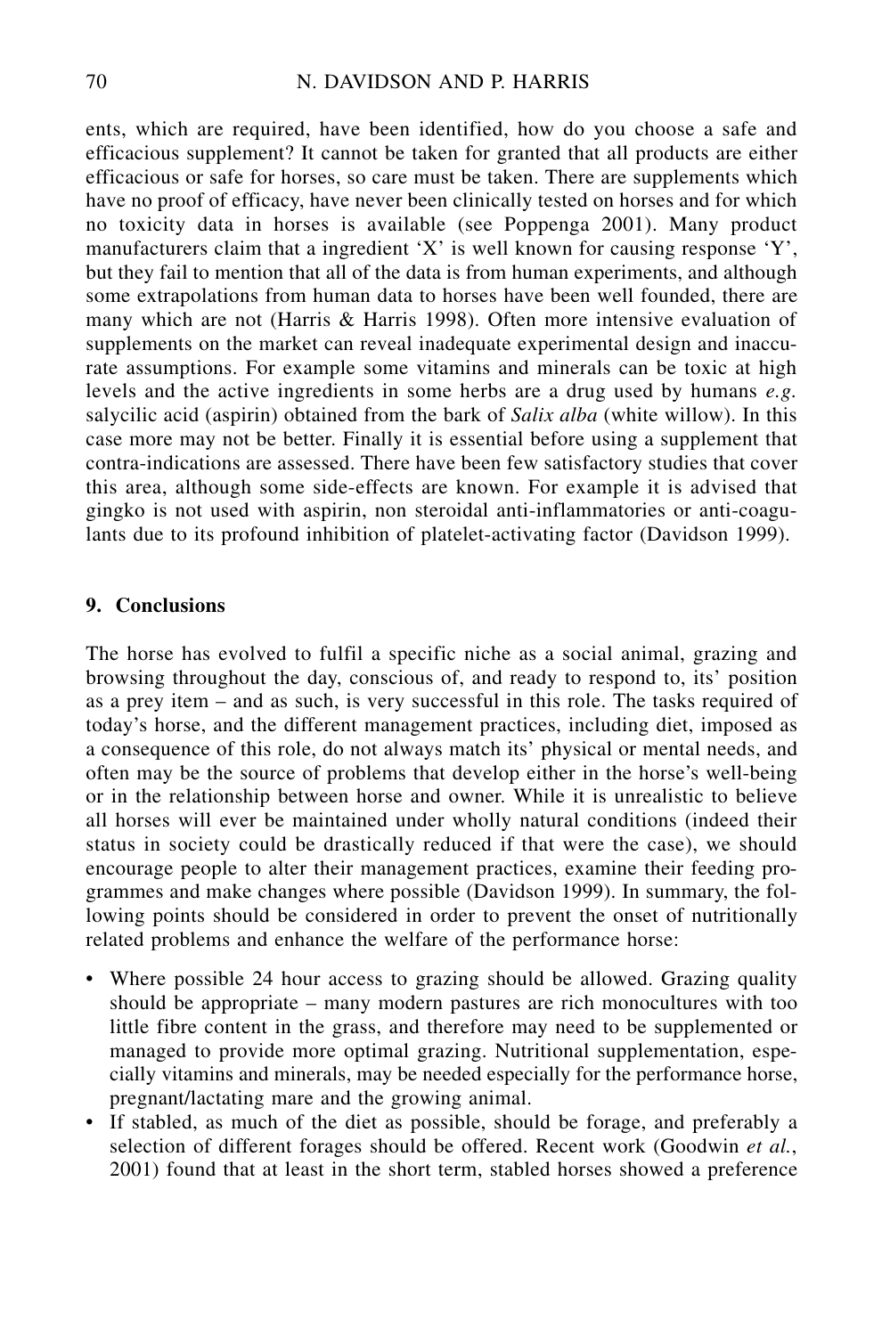ents, which are required, have been identified, how do you choose a safe and efficacious supplement? It cannot be taken for granted that all products are either efficacious or safe for horses, so care must be taken. There are supplements which have no proof of efficacy, have never been clinically tested on horses and for which no toxicity data in horses is available (see Poppenga 2001). Many product manufacturers claim that a ingredient 'X' is well known for causing response 'Y', but they fail to mention that all of the data is from human experiments, and although some extrapolations from human data to horses have been well founded, there are many which are not (Harris & Harris 1998). Often more intensive evaluation of supplements on the market can reveal inadequate experimental design and inaccurate assumptions. For example some vitamins and minerals can be toxic at high levels and the active ingredients in some herbs are a drug used by humans *e.g.* salycilic acid (aspirin) obtained from the bark of *Salix alba* (white willow). In this case more may not be better. Finally it is essential before using a supplement that contra-indications are assessed. There have been few satisfactory studies that cover this area, although some side-effects are known. For example it is advised that gingko is not used with aspirin, non steroidal anti-inflammatories or anti-coagulants due to its profound inhibition of platelet-activating factor (Davidson 1999).

## 9. Conclusions

The horse has evolved to fulfil a specific niche as a social animal, grazing and browsing throughout the day, conscious of, and ready to respond to, its' position as a prey item – and as such, is very successful in this role. The tasks required of today's horse, and the different management practices, including diet, imposed as a consequence of this role, do not always match its' physical or mental needs, and often may be the source of problems that develop either in the horse's well-being or in the relationship between horse and owner. While it is unrealistic to believe all horses will ever be maintained under wholly natural conditions (indeed their status in society could be drastically reduced if that were the case), we should encourage people to alter their management practices, examine their feeding programmes and make changes where possible (Davidson 1999). In summary, the following points should be considered in order to prevent the onset of nutritionally related problems and enhance the welfare of the performance horse:

- Where possible 24 hour access to grazing should be allowed. Grazing quality should be appropriate – many modern pastures are rich monocultures with too little fibre content in the grass, and therefore may need to be supplemented or managed to provide more optimal grazing. Nutritional supplementation, especially vitamins and minerals, may be needed especially for the performance horse, pregnant/lactating mare and the growing animal.
- If stabled, as much of the diet as possible, should be forage, and preferably a selection of different forages should be offered. Recent work (Goodwin *et al.*, 2001) found that at least in the short term, stabled horses showed a preference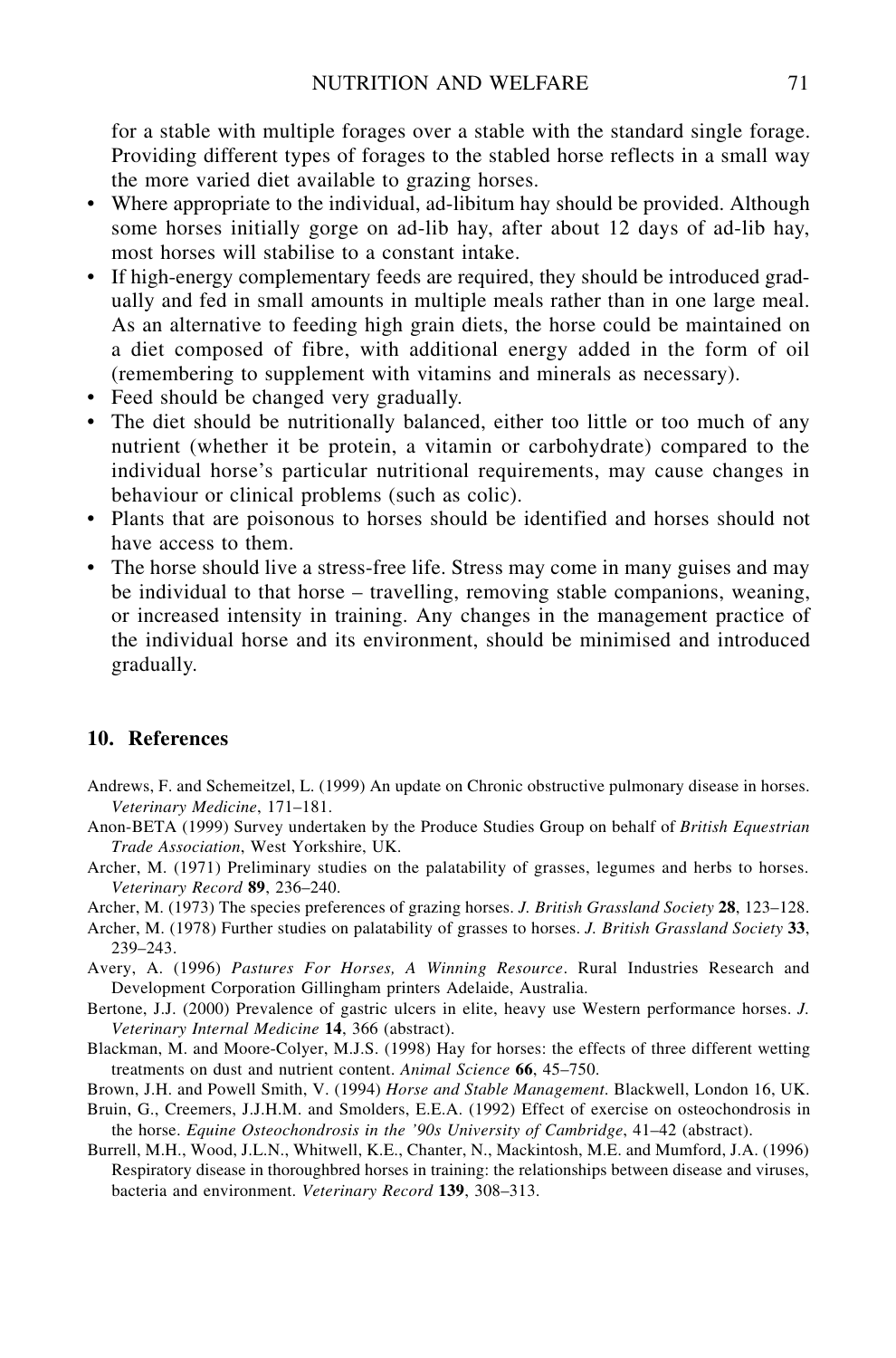for a stable with multiple forages over a stable with the standard single forage. Providing different types of forages to the stabled horse reflects in a small way the more varied diet available to grazing horses.

- Where appropriate to the individual, ad-libitum hay should be provided. Although some horses initially gorge on ad-lib hay, after about 12 days of ad-lib hay, most horses will stabilise to a constant intake.
- If high-energy complementary feeds are required, they should be introduced gradually and fed in small amounts in multiple meals rather than in one large meal. As an alternative to feeding high grain diets, the horse could be maintained on a diet composed of fibre, with additional energy added in the form of oil (remembering to supplement with vitamins and minerals as necessary).
- Feed should be changed very gradually.
- The diet should be nutritionally balanced, either too little or too much of any nutrient (whether it be protein, a vitamin or carbohydrate) compared to the individual horse's particular nutritional requirements, may cause changes in behaviour or clinical problems (such as colic).
- Plants that are poisonous to horses should be identified and horses should not have access to them.
- The horse should live a stress-free life. Stress may come in many guises and may be individual to that horse – travelling, removing stable companions, weaning, or increased intensity in training. Any changes in the management practice of the individual horse and its environment, should be minimised and introduced gradually.

## 10. References

Andrews, F. and Schemeitzel, L. (1999) An update on Chronic obstructive pulmonary disease in horses. *Veterinary Medicine*, 171–181.

Anon-BETA (1999) Survey undertaken by the Produce Studies Group on behalf of *British Equestrian Trade Association*, West Yorkshire, UK.

Archer, M. (1971) Preliminary studies on the palatability of grasses, legumes and herbs to horses. *Veterinary Record* **89**, 236–240.

Archer, M. (1973) The species preferences of grazing horses. *J. British Grassland Society* **28**, 123–128.

Archer, M. (1978) Further studies on palatability of grasses to horses. *J. British Grassland Society* **33**, 239–243.

Avery, A. (1996) *Pastures For Horses, A Winning Resource*. Rural Industries Research and Development Corporation Gillingham printers Adelaide, Australia.

Bertone, J.J. (2000) Prevalence of gastric ulcers in elite, heavy use Western performance horses. *J. Veterinary Internal Medicine* **14**, 366 (abstract).

Blackman, M. and Moore-Colyer, M.J.S. (1998) Hay for horses: the effects of three different wetting treatments on dust and nutrient content. *Animal Science* **66**, 45–750.

Brown, J.H. and Powell Smith, V. (1994) *Horse and Stable Management*. Blackwell, London 16, UK.

Bruin, G., Creemers, J.J.H.M. and Smolders, E.E.A. (1992) Effect of exercise on osteochondrosis in the horse. *Equine Osteochondrosis in the '90s University of Cambridge*, 41–42 (abstract).

Burrell, M.H., Wood, J.L.N., Whitwell, K.E., Chanter, N., Mackintosh, M.E. and Mumford, J.A. (1996) Respiratory disease in thoroughbred horses in training: the relationships between disease and viruses, bacteria and environment. *Veterinary Record* **139**, 308–313.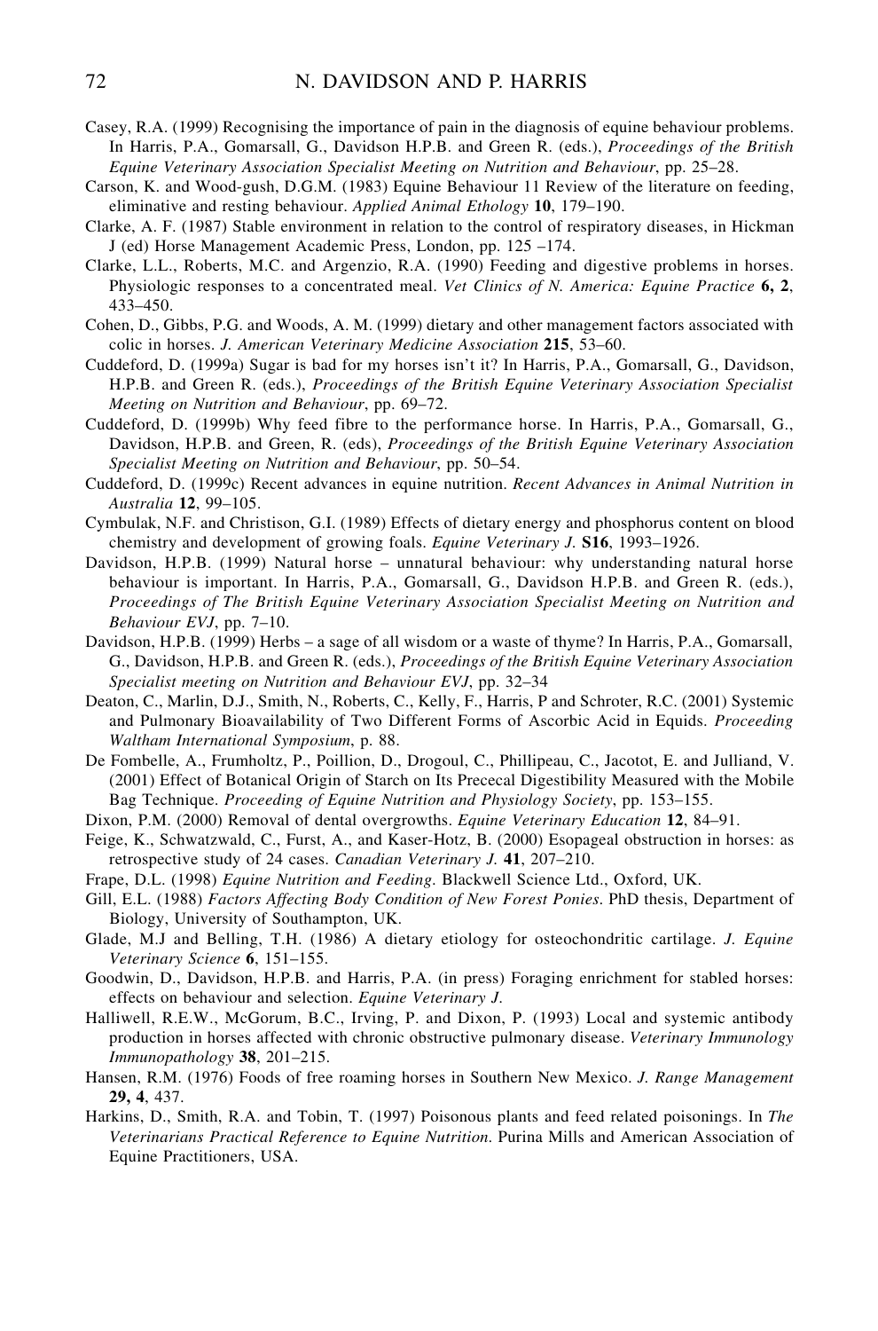Casey, R.A. (1999) Recognising the importance of pain in the diagnosis of equine behaviour problems. In Harris, P.A., Gomarsall, G., Davidson H.P.B. and Green R. (eds.), *Proceedings of the British Equine Veterinary Association Specialist Meeting on Nutrition and Behaviour*, pp. 25–28.

Carson, K. and Wood-gush, D.G.M. (1983) Equine Behaviour 11 Review of the literature on feeding, eliminative and resting behaviour. *Applied Animal Ethology* **10**, 179–190.

Clarke, A. F. (1987) Stable environment in relation to the control of respiratory diseases, in Hickman J (ed) Horse Management Academic Press, London, pp. 125 –174.

Clarke, L.L., Roberts, M.C. and Argenzio, R.A. (1990) Feeding and digestive problems in horses. Physiologic responses to a concentrated meal. *Vet Clinics of N. America: Equine Practice* **6, 2**, 433–450.

Cohen, D., Gibbs, P.G. and Woods, A. M. (1999) dietary and other management factors associated with colic in horses. *J. American Veterinary Medicine Association* **215**, 53–60.

Cuddeford, D. (1999a) Sugar is bad for my horses isn't it? In Harris, P.A., Gomarsall, G., Davidson, H.P.B. and Green R. (eds.), *Proceedings of the British Equine Veterinary Association Specialist Meeting on Nutrition and Behaviour*, pp. 69–72.

Cuddeford, D. (1999b) Why feed fibre to the performance horse. In Harris, P.A., Gomarsall, G., Davidson, H.P.B. and Green, R. (eds), *Proceedings of the British Equine Veterinary Association Specialist Meeting on Nutrition and Behaviour*, pp. 50–54.

Cuddeford, D. (1999c) Recent advances in equine nutrition. *Recent Advances in Animal Nutrition in Australia* **12**, 99–105.

Cymbulak, N.F. and Christison, G.I. (1989) Effects of dietary energy and phosphorus content on blood chemistry and development of growing foals. *Equine Veterinary J.* **S16**, 1993–1926.

Davidson, H.P.B. (1999) Natural horse – unnatural behaviour: why understanding natural horse behaviour is important. In Harris, P.A., Gomarsall, G., Davidson H.P.B. and Green R. (eds.), *Proceedings of The British Equine Veterinary Association Specialist Meeting on Nutrition and Behaviour EVJ*, pp. 7–10.

Davidson, H.P.B. (1999) Herbs – a sage of all wisdom or a waste of thyme? In Harris, P.A., Gomarsall, G., Davidson, H.P.B. and Green R. (eds.), *Proceedings of the British Equine Veterinary Association Specialist meeting on Nutrition and Behaviour EVJ*, pp. 32–34

Deaton, C., Marlin, D.J., Smith, N., Roberts, C., Kelly, F., Harris, P and Schroter, R.C. (2001) Systemic and Pulmonary Bioavailability of Two Different Forms of Ascorbic Acid in Equids. *Proceeding Waltham International Symposium*, p. 88.

De Fombelle, A., Frumholtz, P., Poillion, D., Drogoul, C., Phillipeau, C., Jacotot, E. and Julliand, V. (2001) Effect of Botanical Origin of Starch on Its Prececal Digestibility Measured with the Mobile Bag Technique. *Proceeding of Equine Nutrition and Physiology Society*, pp. 153–155.

Dixon, P.M. (2000) Removal of dental overgrowths. *Equine Veterinary Education* **12**, 84–91.

Feige, K., Schwatzwald, C., Furst, A., and Kaser-Hotz, B. (2000) Esopageal obstruction in horses: as retrospective study of 24 cases. *Canadian Veterinary J.* **41**, 207–210.

Frape, D.L. (1998) *Equine Nutrition and Feeding*. Blackwell Science Ltd., Oxford, UK.

Gill, E.L. (1988) *Factors Affecting Body Condition of New Forest Ponies*. PhD thesis, Department of Biology, University of Southampton, UK.

Glade, M.J and Belling, T.H. (1986) A dietary etiology for osteochondritic cartilage. *J. Equine Veterinary Science* **6**, 151–155.

Goodwin, D., Davidson, H.P.B. and Harris, P.A. (in press) Foraging enrichment for stabled horses: effects on behaviour and selection. *Equine Veterinary J*.

Halliwell, R.E.W., McGorum, B.C., Irving, P. and Dixon, P. (1993) Local and systemic antibody production in horses affected with chronic obstructive pulmonary disease. *Veterinary Immunology Immunopathology* **38**, 201–215.

Hansen, R.M. (1976) Foods of free roaming horses in Southern New Mexico. *J. Range Management* **29, 4**, 437.

Harkins, D., Smith, R.A. and Tobin, T. (1997) Poisonous plants and feed related poisonings. In *The Veterinarians Practical Reference to Equine Nutrition*. Purina Mills and American Association of Equine Practitioners, USA.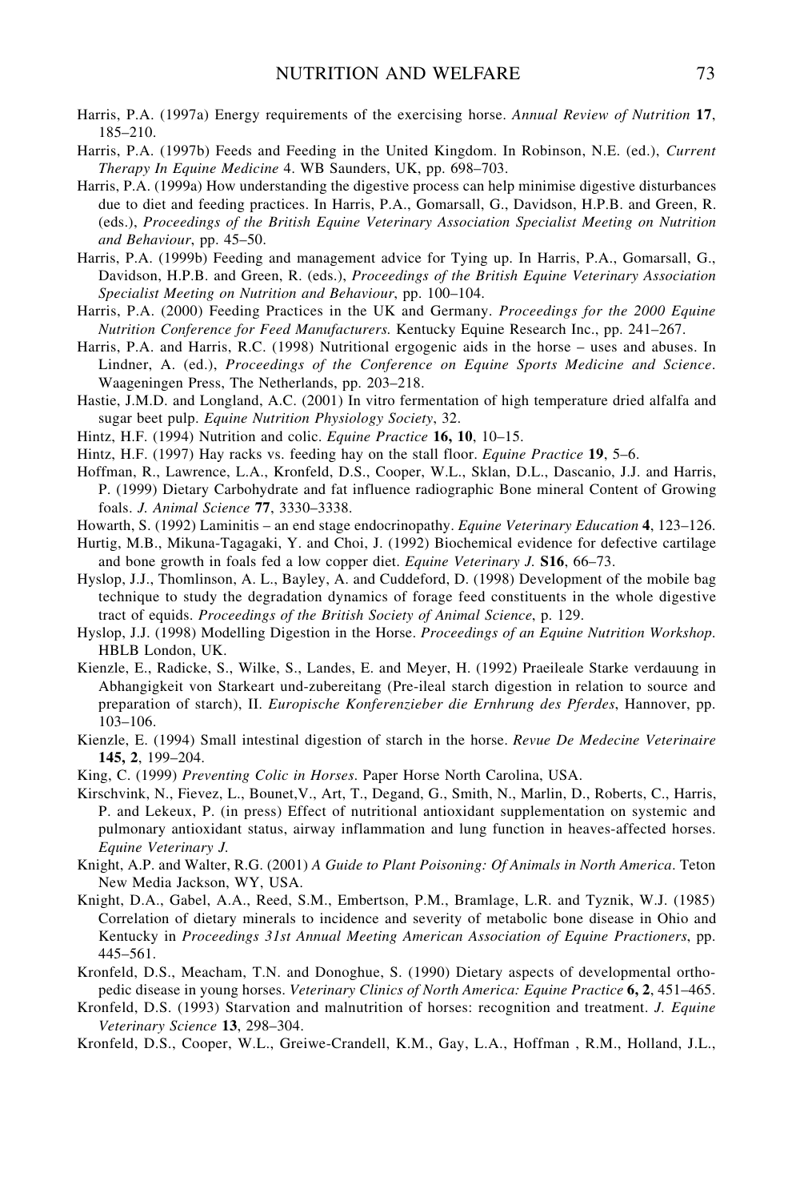Harris, P.A. (1997a) Energy requirements of the exercising horse. *Annual Review of Nutrition* **17**, 185–210.

Harris, P.A. (1997b) Feeds and Feeding in the United Kingdom. In Robinson, N.E. (ed.), *Current Therapy In Equine Medicine* 4. WB Saunders, UK, pp. 698–703.

Harris, P.A. (1999a) How understanding the digestive process can help minimise digestive disturbances due to diet and feeding practices. In Harris, P.A., Gomarsall, G., Davidson, H.P.B. and Green, R. (eds.), *Proceedings of the British Equine Veterinary Association Specialist Meeting on Nutrition and Behaviour*, pp. 45–50.

Harris, P.A. (1999b) Feeding and management advice for Tying up. In Harris, P.A., Gomarsall, G., Davidson, H.P.B. and Green, R. (eds.), *Proceedings of the British Equine Veterinary Association Specialist Meeting on Nutrition and Behaviour*, pp. 100–104.

Harris, P.A. (2000) Feeding Practices in the UK and Germany. *Proceedings for the 2000 Equine Nutrition Conference for Feed Manufacturers.* Kentucky Equine Research Inc., pp. 241–267.

Harris, P.A. and Harris, R.C. (1998) Nutritional ergogenic aids in the horse – uses and abuses. In Lindner, A. (ed.), *Proceedings of the Conference on Equine Sports Medicine and Science*. Waageningen Press, The Netherlands, pp. 203–218.

Hastie, J.M.D. and Longland, A.C. (2001) In vitro fermentation of high temperature dried alfalfa and sugar beet pulp. *Equine Nutrition Physiology Society*, 32.

Hintz, H.F. (1994) Nutrition and colic. *Equine Practice* **16, 10**, 10–15.

Hintz, H.F. (1997) Hay racks vs. feeding hay on the stall floor. *Equine Practice* **19**, 5–6.

Hoffman, R., Lawrence, L.A., Kronfeld, D.S., Cooper, W.L., Sklan, D.L., Dascanio, J.J. and Harris, P. (1999) Dietary Carbohydrate and fat influence radiographic Bone mineral Content of Growing foals. *J. Animal Science* **77**, 3330–3338.

Howarth, S. (1992) Laminitis – an end stage endocrinopathy. *Equine Veterinary Education* **4**, 123–126.

Hurtig, M.B., Mikuna-Tagagaki, Y. and Choi, J. (1992) Biochemical evidence for defective cartilage and bone growth in foals fed a low copper diet. *Equine Veterinary J.* **S16**, 66–73.

Hyslop, J.J., Thomlinson, A. L., Bayley, A. and Cuddeford, D. (1998) Development of the mobile bag technique to study the degradation dynamics of forage feed constituents in the whole digestive tract of equids. *Proceedings of the British Society of Animal Science*, p. 129.

Hyslop, J.J. (1998) Modelling Digestion in the Horse. *Proceedings of an Equine Nutrition Workshop*. HBLB London, UK.

Kienzle, E., Radicke, S., Wilke, S., Landes, E. and Meyer, H. (1992) Praeileale Starke verdauung in Abhangigkeit von Starkeart und-zubereitang (Pre-ileal starch digestion in relation to source and preparation of starch), II. *Europische Konferenzieber die Ernhrung des Pferdes*, Hannover, pp. 103–106.

Kienzle, E. (1994) Small intestinal digestion of starch in the horse. *Revue De Medecine Veterinaire* **145, 2**, 199–204.

King, C. (1999) *Preventing Colic in Horses*. Paper Horse North Carolina, USA.

Kirschvink, N., Fievez, L., Bounet,V., Art, T., Degand, G., Smith, N., Marlin, D., Roberts, C., Harris, P. and Lekeux, P. (in press) Effect of nutritional antioxidant supplementation on systemic and pulmonary antioxidant status, airway inflammation and lung function in heaves-affected horses. *Equine Veterinary J.*

Knight, A.P. and Walter, R.G. (2001) *A Guide to Plant Poisoning: Of Animals in North America*. Teton New Media Jackson, WY, USA.

Knight, D.A., Gabel, A.A., Reed, S.M., Embertson, P.M., Bramlage, L.R. and Tyznik, W.J. (1985) Correlation of dietary minerals to incidence and severity of metabolic bone disease in Ohio and Kentucky in *Proceedings 31st Annual Meeting American Association of Equine Practioners*, pp. 445–561.

Kronfeld, D.S., Meacham, T.N. and Donoghue, S. (1990) Dietary aspects of developmental orthopedic disease in young horses. *Veterinary Clinics of North America: Equine Practice* **6, 2**, 451–465.

Kronfeld, D.S. (1993) Starvation and malnutrition of horses: recognition and treatment. *J. Equine Veterinary Science* **13**, 298–304.

Kronfeld, D.S., Cooper, W.L., Greiwe-Crandell, K.M., Gay, L.A., Hoffman , R.M., Holland, J.L.,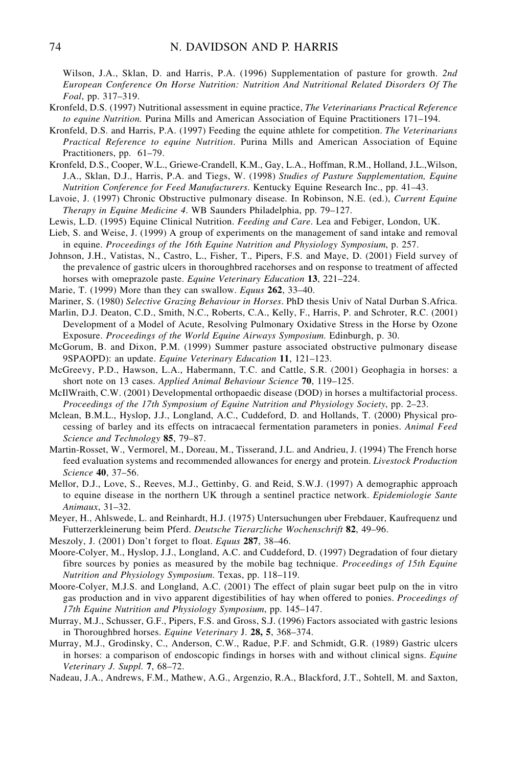Wilson, J.A., Sklan, D. and Harris, P.A. (1996) Supplementation of pasture for growth. *2nd European Conference On Horse Nutrition: Nutrition And Nutritional Related Disorders Of The Foal*, pp. 317–319.

Kronfeld, D.S. (1997) Nutritional assessment in equine practice, *The Veterinarians Practical Reference to equine Nutrition.* Purina Mills and American Association of Equine Practitioners 171–194.

Kronfeld, D.S. and Harris, P.A. (1997) Feeding the equine athlete for competition. *The Veterinarians Practical Reference to equine Nutrition*. Purina Mills and American Association of Equine Practitioners, pp. 61–79.

Kronfeld, D.S., Cooper, W.L., Griewe-Crandell, K.M., Gay, L.A., Hoffman, R.M., Holland, J.L.,Wilson, J.A., Sklan, D.J., Harris, P.A. and Tiegs, W. (1998) *Studies of Pasture Supplementation, Equine Nutrition Conference for Feed Manufacturers*. Kentucky Equine Research Inc., pp. 41–43.

Lavoie, J. (1997) Chronic Obstructive pulmonary disease. In Robinson, N.E. (ed.), *Current Equine Therapy in Equine Medicine 4*. WB Saunders Philadelphia, pp. 79–127.

Lewis, L.D. (1995) Equine Clinical Nutrition. *Feeding and Care*. Lea and Febiger, London, UK.

Lieb, S. and Weise, J. (1999) A group of experiments on the management of sand intake and removal in equine. *Proceedings of the 16th Equine Nutrition and Physiology Symposium*, p. 257.

Johnson, J.H., Vatistas, N., Castro, L., Fisher, T., Pipers, F.S. and Maye, D. (2001) Field survey of the prevalence of gastric ulcers in thoroughbred racehorses and on response to treatment of affected horses with omeprazole paste. *Equine Veterinary Education* **13**, 221–224.

Marie, T. (1999) More than they can swallow. *Equus* **262**, 33–40.

Mariner, S. (1980) *Selective Grazing Behaviour in Horses*. PhD thesis Univ of Natal Durban S.Africa.

Marlin, D.J. Deaton, C.D., Smith, N.C., Roberts, C.A., Kelly, F., Harris, P. and Schroter, R.C. (2001) Development of a Model of Acute, Resolving Pulmonary Oxidative Stress in the Horse by Ozone Exposure. *Proceedings of the World Equine Airways Symposium.* Edinburgh, p. 30.

McGorum, B. and Dixon, P.M. (1999) Summer pasture associated obstructive pulmonary disease 9SPAOPD): an update. *Equine Veterinary Education* **11**, 121–123.

McGreevy, P.D., Hawson, L.A., Habermann, T.C. and Cattle, S.R. (2001) Geophagia in horses: a short note on 13 cases. *Applied Animal Behaviour Science* **70**, 119–125.

McIlWraith, C.W. (2001) Developmental orthopaedic disease (DOD) in horses a multifactorial process. *Proceedings of the 17th Symposium of Equine Nutrition and Physiology Society*, pp. 2–23.

Mclean, B.M.L., Hyslop, J.J., Longland, A.C., Cuddeford, D. and Hollands, T. (2000) Physical processing of barley and its effects on intracaecal fermentation parameters in ponies. *Animal Feed Science and Technology* **85**, 79–87.

Martin-Rosset, W., Vermorel, M., Doreau, M., Tisserand, J.L. and Andrieu, J. (1994) The French horse feed evaluation systems and recommended allowances for energy and protein. *Livestock Production Science* **40**, 37–56.

Mellor, D.J., Love, S., Reeves, M.J., Gettinby, G. and Reid, S.W.J. (1997) A demographic approach to equine disease in the northern UK through a sentinel practice network. *Epidemiologie Sante Animaux*, 31–32.

Meyer, H., Ahlswede, L. and Reinhardt, H.J. (1975) Untersuchungen uber Frebdauer, Kaufrequenz und Futterzerkleinerung beim Pferd. *Deutsche Tierarzliche Wochenschrift* **82**, 49–96.

Meszoly, J. (2001) Don't forget to float. *Equus* **287**, 38–46.

Moore-Colyer, M., Hyslop, J.J., Longland, A.C. and Cuddeford, D. (1997) Degradation of four dietary fibre sources by ponies as measured by the mobile bag technique. *Proceedings of 15th Equine Nutrition and Physiology Symposium*. Texas, pp. 118–119.

Moore-Colyer, M.J.S. and Longland, A.C. (2001) The effect of plain sugar beet pulp on the in vitro gas production and in vivo apparent digestibilities of hay when offered to ponies. *Proceedings of 17th Equine Nutrition and Physiology Symposium*, pp. 145–147.

Murray, M.J., Schusser, G.F., Pipers, F.S. and Gross, S.J. (1996) Factors associated with gastric lesions in Thoroughbred horses. *Equine Veterinary* J. **28, 5**, 368–374.

Murray, M.J., Grodinsky, C., Anderson, C.W., Radue, P.F. and Schmidt, G.R. (1989) Gastric ulcers in horses: a comparison of endoscopic findings in horses with and without clinical signs. *Equine Veterinary J. Suppl.* **7**, 68–72.

Nadeau, J.A., Andrews, F.M., Mathew, A.G., Argenzio, R.A., Blackford, J.T., Sohtell, M. and Saxton,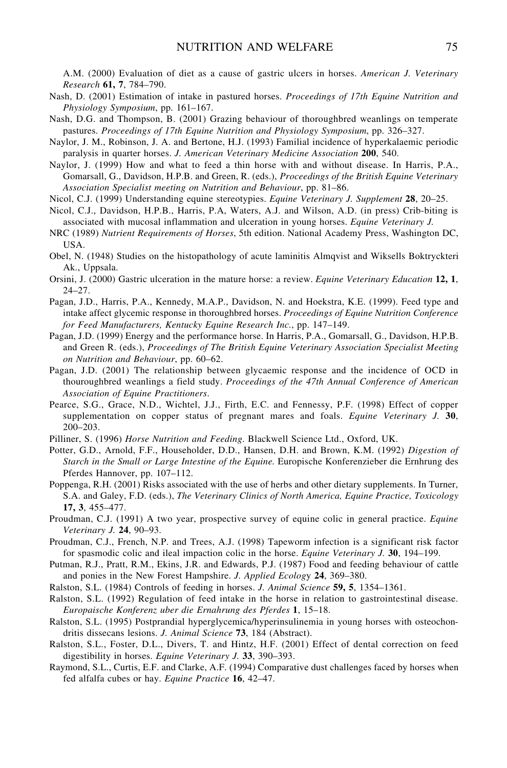A.M. (2000) Evaluation of diet as a cause of gastric ulcers in horses. *American J. Veterinary Research* **61, 7**, 784–790.

Nash, D. (2001) Estimation of intake in pastured horses. *Proceedings of 17th Equine Nutrition and Physiology Symposium*, pp. 161–167.

Nash, D.G. and Thompson, B. (2001) Grazing behaviour of thoroughbred weanlings on temperate pastures. *Proceedings of 17th Equine Nutrition and Physiology Symposium*, pp. 326–327.

Naylor, J. M., Robinson, J. A. and Bertone, H.J. (1993) Familial incidence of hyperkalaemic periodic paralysis in quarter horses. *J. American Veterinary Medicine Association* **200**, 540.

Naylor, J. (1999) How and what to feed a thin horse with and without disease. In Harris, P.A., Gomarsall, G., Davidson, H.P.B. and Green, R. (eds.), *Proceedings of the British Equine Veterinary Association Specialist meeting on Nutrition and Behaviour*, pp. 81–86.

Nicol, C.J. (1999) Understanding equine stereotypies. *Equine Veterinary J. Supplement* **28**, 20–25.

Nicol, C.J., Davidson, H.P.B., Harris, P.A, Waters, A.J. and Wilson, A.D. (in press) Crib-biting is associated with mucosal inflammation and ulceration in young horses. *Equine Veterinary J.*

NRC (1989) *Nutrient Requirements of Horses*, 5th edition. National Academy Press, Washington DC, USA.

Obel, N. (1948) Studies on the histopathology of acute laminitis Almqvist and Wiksells Boktryckteri Ak., Uppsala.

Orsini, J. (2000) Gastric ulceration in the mature horse: a review. *Equine Veterinary Education* **12, 1**, 24–27.

Pagan, J.D., Harris, P.A., Kennedy, M.A.P., Davidson, N. and Hoekstra, K.E. (1999). Feed type and intake affect glycemic response in thoroughbred horses. *Proceedings of Equine Nutrition Conference for Feed Manufacturers, Kentucky Equine Research Inc.*, pp. 147–149.

Pagan, J.D. (1999) Energy and the performance horse. In Harris, P.A., Gomarsall, G., Davidson, H.P.B. and Green R. (eds.), *Proceedings of The British Equine Veterinary Association Specialist Meeting on Nutrition and Behaviour*, pp. 60–62.

Pagan, J.D. (2001) The relationship between glycaemic response and the incidence of OCD in thouroughbred weanlings a field study. *Proceedings of the 47th Annual Conference of American Association of Equine Practitioners*.

Pearce, S.G., Grace, N.D., Wichtel, J.J., Firth, E.C. and Fennessy, P.F. (1998) Effect of copper supplementation on copper status of pregnant mares and foals. *Equine Veterinary J.* **30**, 200–203.

Pilliner, S. (1996) *Horse Nutrition and Feeding*. Blackwell Science Ltd., Oxford, UK.

Potter, G.D., Arnold, F.F., Householder, D.D., Hansen, D.H. and Brown, K.M. (1992) *Digestion of Starch in the Small or Large Intestine of the Equine.* Europische Konferenzieber die Ernhrung des Pferdes Hannover, pp. 107–112.

Poppenga, R.H. (2001) Risks associated with the use of herbs and other dietary supplements. In Turner, S.A. and Galey, F.D. (eds.), *The Veterinary Clinics of North America, Equine Practice, Toxicology* **17, 3**, 455–477.

Proudman, C.J. (1991) A two year, prospective survey of equine colic in general practice. *Equine Veterinary J.* **24**, 90–93.

Proudman, C.J., French, N.P. and Trees, A.J. (1998) Tapeworm infection is a significant risk factor for spasmodic colic and ileal impaction colic in the horse. *Equine Veterinary J.* **30**, 194–199.

Putman, R.J., Pratt, R.M., Ekins, J.R. and Edwards, P.J. (1987) Food and feeding behaviour of cattle and ponies in the New Forest Hampshire. *J. Applied Ecology* **24**, 369–380.

Ralston, S.L. (1984) Controls of feeding in horses. *J. Animal Science* **59, 5**, 1354–1361.

Ralston, S.L. (1992) Regulation of feed intake in the horse in relation to gastrointestinal disease. *Europaische Konferenz uber die Ernahrung des Pferdes* **1**, 15–18.

Ralston, S.L. (1995) Postprandial hyperglycemica/hyperinsulinemia in young horses with osteochondritis dissecans lesions. *J. Animal Science* **73**, 184 (Abstract).

Ralston, S.L., Foster, D.L., Divers, T. and Hintz, H.F. (2001) Effect of dental correction on feed digestibility in horses. *Equine Veterinary J.* **33**, 390–393.

Raymond, S.L., Curtis, E.F. and Clarke, A.F. (1994) Comparative dust challenges faced by horses when fed alfalfa cubes or hay. *Equine Practice* **16**, 42–47.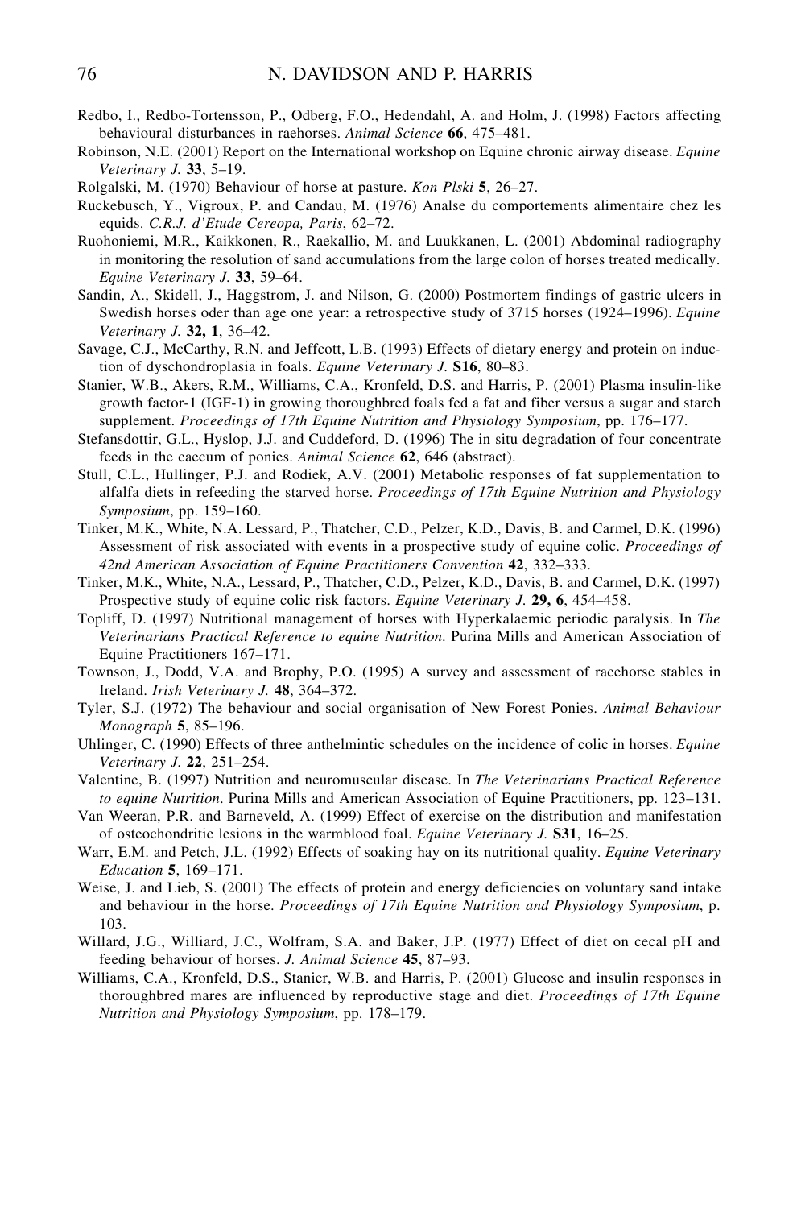Redbo, I., Redbo-Tortensson, P., Odberg, F.O., Hedendahl, A. and Holm, J. (1998) Factors affecting behavioural disturbances in raehorses. *Animal Science* **66**, 475–481.

Robinson, N.E. (2001) Report on the International workshop on Equine chronic airway disease. *Equine Veterinary J.* **33**, 5–19.

Rolgalski, M. (1970) Behaviour of horse at pasture. *Kon Plski* **5**, 26–27.

Ruckebusch, Y., Vigroux, P. and Candau, M. (1976) Analse du comportements alimentaire chez les equids. *C.R.J. d'Etude Cereopa, Paris*, 62–72.

Ruohoniemi, M.R., Kaikkonen, R., Raekallio, M. and Luukkanen, L. (2001) Abdominal radiography in monitoring the resolution of sand accumulations from the large colon of horses treated medically. *Equine Veterinary J.* **33**, 59–64.

Sandin, A., Skidell, J., Haggstrom, J. and Nilson, G. (2000) Postmortem findings of gastric ulcers in Swedish horses oder than age one year: a retrospective study of 3715 horses (1924–1996). *Equine Veterinary J.* **32, 1**, 36–42.

Savage, C.J., McCarthy, R.N. and Jeffcott, L.B. (1993) Effects of dietary energy and protein on induction of dyschondroplasia in foals. *Equine Veterinary J.* **S16**, 80–83.

Stanier, W.B., Akers, R.M., Williams, C.A., Kronfeld, D.S. and Harris, P. (2001) Plasma insulin-like growth factor-1 (IGF-1) in growing thoroughbred foals fed a fat and fiber versus a sugar and starch supplement. *Proceedings of 17th Equine Nutrition and Physiology Symposium*, pp. 176–177.

Stefansdottir, G.L., Hyslop, J.J. and Cuddeford, D. (1996) The in situ degradation of four concentrate feeds in the caecum of ponies. *Animal Science* **62**, 646 (abstract).

Stull, C.L., Hullinger, P.J. and Rodiek, A.V. (2001) Metabolic responses of fat supplementation to alfalfa diets in refeeding the starved horse. *Proceedings of 17th Equine Nutrition and Physiology Symposium*, pp. 159–160.

Tinker, M.K., White, N.A. Lessard, P., Thatcher, C.D., Pelzer, K.D., Davis, B. and Carmel, D.K. (1996) Assessment of risk associated with events in a prospective study of equine colic. *Proceedings of 42nd American Association of Equine Practitioners Convention* **42**, 332–333.

Tinker, M.K., White, N.A., Lessard, P., Thatcher, C.D., Pelzer, K.D., Davis, B. and Carmel, D.K. (1997) Prospective study of equine colic risk factors. *Equine Veterinary J.* **29, 6**, 454–458.

Topliff, D. (1997) Nutritional management of horses with Hyperkalaemic periodic paralysis. In *The Veterinarians Practical Reference to equine Nutrition*. Purina Mills and American Association of Equine Practitioners 167–171.

Townson, J., Dodd, V.A. and Brophy, P.O. (1995) A survey and assessment of racehorse stables in Ireland. *Irish Veterinary J.* **48**, 364–372.

Tyler, S.J. (1972) The behaviour and social organisation of New Forest Ponies. *Animal Behaviour Monograph* **5**, 85–196.

Uhlinger, C. (1990) Effects of three anthelmintic schedules on the incidence of colic in horses. *Equine Veterinary J.* **22**, 251–254.

Valentine, B. (1997) Nutrition and neuromuscular disease. In *The Veterinarians Practical Reference to equine Nutrition*. Purina Mills and American Association of Equine Practitioners, pp. 123–131.

Van Weeran, P.R. and Barneveld, A. (1999) Effect of exercise on the distribution and manifestation of osteochondritic lesions in the warmblood foal. *Equine Veterinary J.* **S31**, 16–25.

Warr, E.M. and Petch, J.L. (1992) Effects of soaking hay on its nutritional quality. *Equine Veterinary Education* **5**, 169–171.

Weise, J. and Lieb, S. (2001) The effects of protein and energy deficiencies on voluntary sand intake and behaviour in the horse. *Proceedings of 17th Equine Nutrition and Physiology Symposium*, p. 103.

Willard, J.G., Williard, J.C., Wolfram, S.A. and Baker, J.P. (1977) Effect of diet on cecal pH and feeding behaviour of horses. *J. Animal Science* **45**, 87–93.

Williams, C.A., Kronfeld, D.S., Stanier, W.B. and Harris, P. (2001) Glucose and insulin responses in thoroughbred mares are influenced by reproductive stage and diet. *Proceedings of 17th Equine Nutrition and Physiology Symposium*, pp. 178–179.